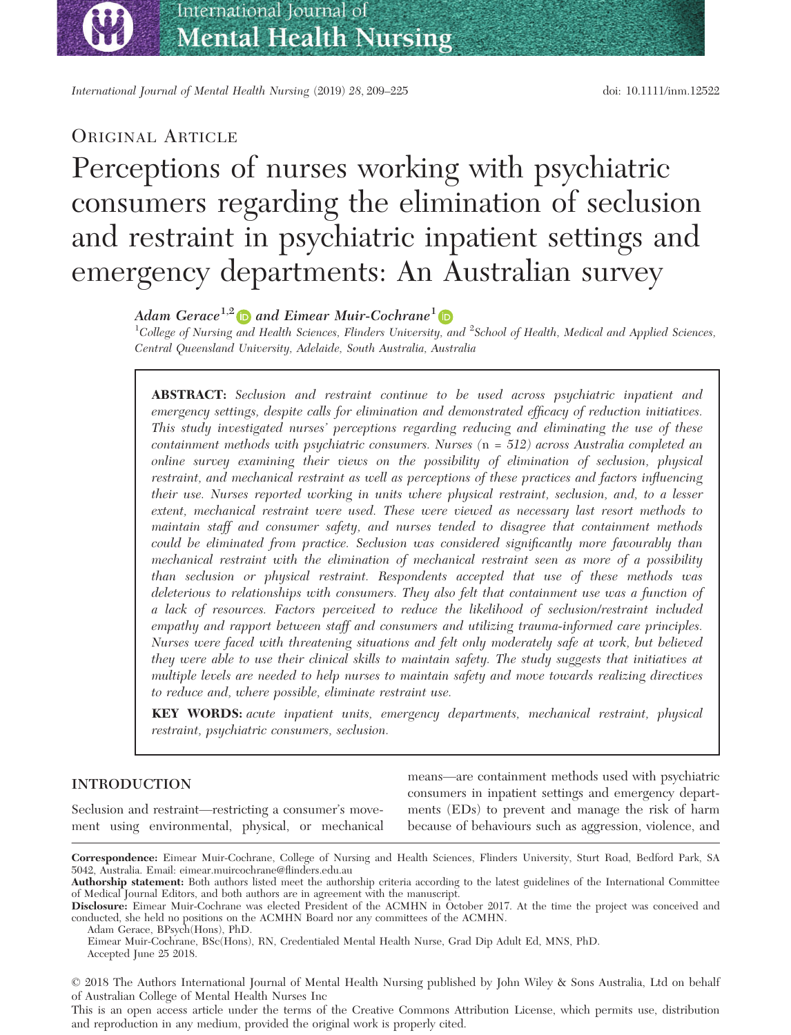ORIGINAL ARTICLE

# Perceptions of nurses working with psychiatric consumers regarding the elimination of seclusion and restraint in psychiatric inpatient settings and emergency departments: An Australian survey

***Adam Gerace***[1,2] ***and Eimear Muir-Cochrane***[1]

[1]*College of Nursing and Health Sciences, Flinders University, and* [2]*School of Health, Medical and Applied Sciences, Central Queensland University, Adelaide, South Australia, Australia*

**ABSTRACT:** *Seclusion and restraint continue to be used across psychiatric inpatient and emergency settings, despite calls for elimination and demonstrated efficacy of reduction initiatives. This study investigated nurses' perceptions regarding reducing and eliminating the use of these containment methods with psychiatric consumers. Nurses (n = 512) across Australia completed an online survey examining their views on the possibility of elimination of seclusion, physical restraint, and mechanical restraint as well as perceptions of these practices and factors influencing their use. Nurses reported working in units where physical restraint, seclusion, and, to a lesser extent, mechanical restraint were used. These were viewed as necessary last resort methods to maintain staff and consumer safety, and nurses tended to disagree that containment methods could be eliminated from practice. Seclusion was considered significantly more favourably than mechanical restraint with the elimination of mechanical restraint seen as more of a possibility than seclusion or physical restraint. Respondents accepted that use of these methods was deleterious to relationships with consumers. They also felt that containment use was a function of a lack of resources. Factors perceived to reduce the likelihood of seclusion/restraint included empathy and rapport between staff and consumers and utilizing trauma-informed care principles. Nurses were faced with threatening situations and felt only moderately safe at work, but believed they were able to use their clinical skills to maintain safety. The study suggests that initiatives at multiple levels are needed to help nurses to maintain safety and move towards realizing directives to reduce and, where possible, eliminate restraint use.*

**KEY WORDS:** *acute inpatient units, emergency departments, mechanical restraint, physical restraint, psychiatric consumers, seclusion.*

## INTRODUCTION

Seclusion and restraint—restricting a consumer's movement using environmental, physical, or mechanical means—are containment methods used with psychiatric consumers in inpatient settings and emergency departments (EDs) to prevent and manage the risk of harm because of behaviours such as aggression, violence, and

**Correspondence:** Eimear Muir-Cochrane, College of Nursing and Health Sciences, Flinders University, Sturt Road, Bedford Park, SA 5042, Australia. Email: eimear.muircochrane@flinders.edu.au

**Authorship statement:** Both authors listed meet the authorship criteria according to the latest guidelines of the International Committee of Medical Journal Editors, and both authors are in agreement with the manuscript.

**Disclosure:** Eimear Muir-Cochrane was elected President of the ACMHN in October 2017. At the time the project was conceived and conducted, she held no positions on the ACMHN Board nor any committees of the ACMHN.

Adam Gerace, BPsych(Hons), PhD.

Eimear Muir-Cochrane, BSc(Hons), RN, Credentialed Mental Health Nurse, Grad Dip Adult Ed, MNS, PhD.

Accepted June 25 2018.

© 2018 The Authors International Journal of Mental Health Nursing published by John Wiley & Sons Australia, Ltd on behalf of Australian College of Mental Health Nurses Inc

This is an open access article under the terms of the Creative Commons Attribution License, which permits use, distribution and reproduction in any medium, provided the original work is properly cited.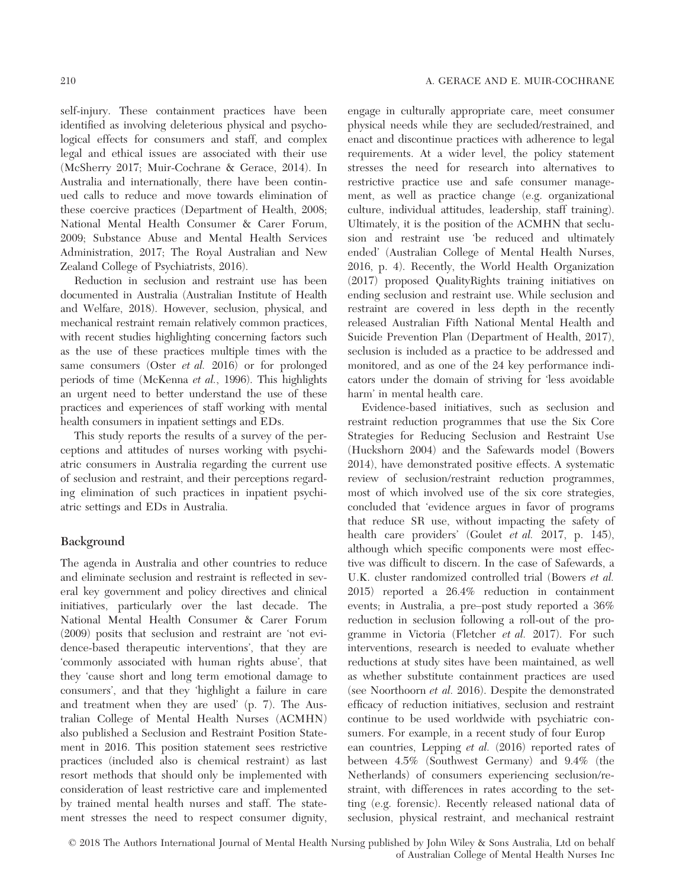self-injury. These containment practices have been identified as involving deleterious physical and psychological effects for consumers and staff, and complex legal and ethical issues are associated with their use (McSherry 2017; Muir-Cochrane & Gerace, 2014). In Australia and internationally, there have been continued calls to reduce and move towards elimination of these coercive practices (Department of Health, 2008; National Mental Health Consumer & Carer Forum, 2009; Substance Abuse and Mental Health Services Administration, 2017; The Royal Australian and New Zealand College of Psychiatrists, 2016).

Reduction in seclusion and restraint use has been documented in Australia (Australian Institute of Health and Welfare, 2018). However, seclusion, physical, and mechanical restraint remain relatively common practices, with recent studies highlighting concerning factors such as the use of these practices multiple times with the same consumers (Oster *et al.* 2016) or for prolonged periods of time (McKenna *et al.*, 1996). This highlights an urgent need to better understand the use of these practices and experiences of staff working with mental health consumers in inpatient settings and EDs.

This study reports the results of a survey of the perceptions and attitudes of nurses working with psychiatric consumers in Australia regarding the current use of seclusion and restraint, and their perceptions regarding elimination of such practices in inpatient psychiatric settings and EDs in Australia.

## Background

The agenda in Australia and other countries to reduce and eliminate seclusion and restraint is reflected in several key government and policy directives and clinical initiatives, particularly over the last decade. The National Mental Health Consumer & Carer Forum (2009) posits that seclusion and restraint are 'not evidence-based therapeutic interventions', that they are 'commonly associated with human rights abuse', that they 'cause short and long term emotional damage to consumers', and that they 'highlight a failure in care and treatment when they are used' (p. 7). The Australian College of Mental Health Nurses (ACMHN) also published a Seclusion and Restraint Position Statement in 2016. This position statement sees restrictive practices (included also is chemical restraint) as last resort methods that should only be implemented with consideration of least restrictive care and implemented by trained mental health nurses and staff. The statement stresses the need to respect consumer dignity, engage in culturally appropriate care, meet consumer physical needs while they are secluded/restrained, and enact and discontinue practices with adherence to legal requirements. At a wider level, the policy statement stresses the need for research into alternatives to restrictive practice use and safe consumer management, as well as practice change (e.g. organizational culture, individual attitudes, leadership, staff training). Ultimately, it is the position of the ACMHN that seclusion and restraint use 'be reduced and ultimately ended' (Australian College of Mental Health Nurses, 2016, p. 4). Recently, the World Health Organization (2017) proposed QualityRights training initiatives on ending seclusion and restraint use. While seclusion and restraint are covered in less depth in the recently released Australian Fifth National Mental Health and Suicide Prevention Plan (Department of Health, 2017), seclusion is included as a practice to be addressed and monitored, and as one of the 24 key performance indicators under the domain of striving for 'less avoidable harm' in mental health care.

Evidence-based initiatives, such as seclusion and restraint reduction programmes that use the Six Core Strategies for Reducing Seclusion and Restraint Use (Huckshorn 2004) and the Safewards model (Bowers 2014), have demonstrated positive effects. A systematic review of seclusion/restraint reduction programmes, most of which involved use of the six core strategies, concluded that 'evidence argues in favor of programs that reduce SR use, without impacting the safety of health care providers' (Goulet *et al.* 2017, p. 145), although which specific components were most effective was difficult to discern. In the case of Safewards, a U.K. cluster randomized controlled trial (Bowers *et al.* 2015) reported a 26.4% reduction in containment events; in Australia, a pre–post study reported a 36% reduction in seclusion following a roll-out of the programme in Victoria (Fletcher *et al.* 2017). For such interventions, research is needed to evaluate whether reductions at study sites have been maintained, as well as whether substitute containment practices are used (see Noorthoorn *et al.* 2016). Despite the demonstrated efficacy of reduction initiatives, seclusion and restraint continue to be used worldwide with psychiatric consumers. For example, in a recent study of four European countries, Lepping *et al.* (2016) reported rates of between 4.5% (Southwest Germany) and 9.4% (the Netherlands) of consumers experiencing seclusion/restraint, with differences in rates according to the setting (e.g. forensic). Recently released national data of seclusion, physical restraint, and mechanical restraint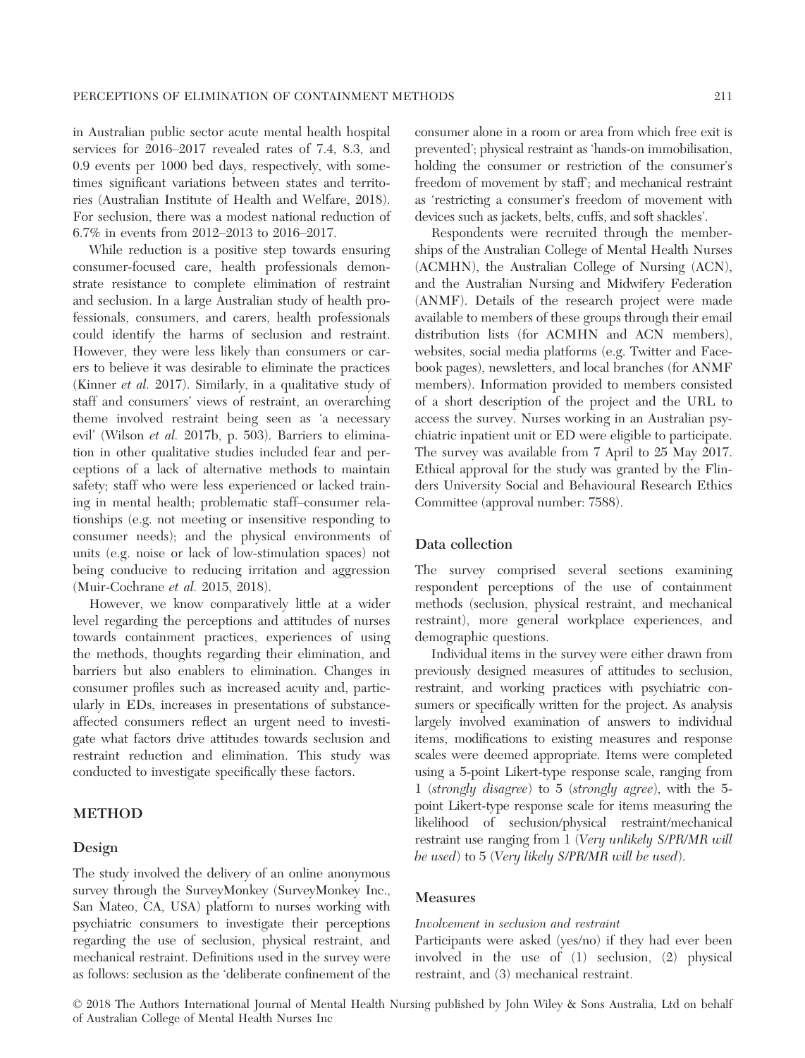in Australian public sector acute mental health hospital services for 2016–2017 revealed rates of 7.4, 8.3, and 0.9 events per 1000 bed days, respectively, with sometimes significant variations between states and territories (Australian Institute of Health and Welfare, 2018). For seclusion, there was a modest national reduction of 6.7% in events from 2012–2013 to 2016–2017.

While reduction is a positive step towards ensuring consumer-focused care, health professionals demonstrate resistance to complete elimination of restraint and seclusion. In a large Australian study of health professionals, consumers, and carers, health professionals could identify the harms of seclusion and restraint. However, they were less likely than consumers or carers to believe it was desirable to eliminate the practices (Kinner *et al.* 2017). Similarly, in a qualitative study of staff and consumers' views of restraint, an overarching theme involved restraint being seen as 'a necessary evil' (Wilson *et al.* 2017b, p. 503). Barriers to elimination in other qualitative studies included fear and perceptions of a lack of alternative methods to maintain safety; staff who were less experienced or lacked training in mental health; problematic staff–consumer relationships (e.g. not meeting or insensitive responding to consumer needs); and the physical environments of units (e.g. noise or lack of low-stimulation spaces) not being conducive to reducing irritation and aggression (Muir-Cochrane *et al.* 2015, 2018).

However, we know comparatively little at a wider level regarding the perceptions and attitudes of nurses towards containment practices, experiences of using the methods, thoughts regarding their elimination, and barriers but also enablers to elimination. Changes in consumer profiles such as increased acuity and, particularly in EDs, increases in presentations of substance-affected consumers reflect an urgent need to investigate what factors drive attitudes towards seclusion and restraint reduction and elimination. This study was conducted to investigate specifically these factors.

## METHOD

### Design

The study involved the delivery of an online anonymous survey through the SurveyMonkey (SurveyMonkey Inc., San Mateo, CA, USA) platform to nurses working with psychiatric consumers to investigate their perceptions regarding the use of seclusion, physical restraint, and mechanical restraint. Definitions used in the survey were as follows: seclusion as the 'deliberate confinement of the consumer alone in a room or area from which free exit is prevented'; physical restraint as 'hands-on immobilisation, holding the consumer or restriction of the consumer's freedom of movement by staff'; and mechanical restraint as 'restricting a consumer's freedom of movement with devices such as jackets, belts, cuffs, and soft shackles'.

Respondents were recruited through the memberships of the Australian College of Mental Health Nurses (ACMHN), the Australian College of Nursing (ACN), and the Australian Nursing and Midwifery Federation (ANMF). Details of the research project were made available to members of these groups through their email distribution lists (for ACMHN and ACN members), websites, social media platforms (e.g. Twitter and Facebook pages), newsletters, and local branches (for ANMF members). Information provided to members consisted of a short description of the project and the URL to access the survey. Nurses working in an Australian psychiatric inpatient unit or ED were eligible to participate. The survey was available from 7 April to 25 May 2017. Ethical approval for the study was granted by the Flinders University Social and Behavioural Research Ethics Committee (approval number: 7588).

### Data collection

The survey comprised several sections examining respondent perceptions of the use of containment methods (seclusion, physical restraint, and mechanical restraint), more general workplace experiences, and demographic questions.

Individual items in the survey were either drawn from previously designed measures of attitudes to seclusion, restraint, and working practices with psychiatric consumers or specifically written for the project. As analysis largely involved examination of answers to individual items, modifications to existing measures and response scales were deemed appropriate. Items were completed using a 5-point Likert-type response scale, ranging from 1 (*strongly disagree*) to 5 (*strongly agree*), with the 5-point Likert-type response scale for items measuring the likelihood of seclusion/physical restraint/mechanical restraint use ranging from 1 (*Very unlikely S/PR/MR will be used*) to 5 (*Very likely S/PR/MR will be used*).

### Measures

#### *Involvement in seclusion and restraint*

Participants were asked (yes/no) if they had ever been involved in the use of (1) seclusion, (2) physical restraint, and (3) mechanical restraint.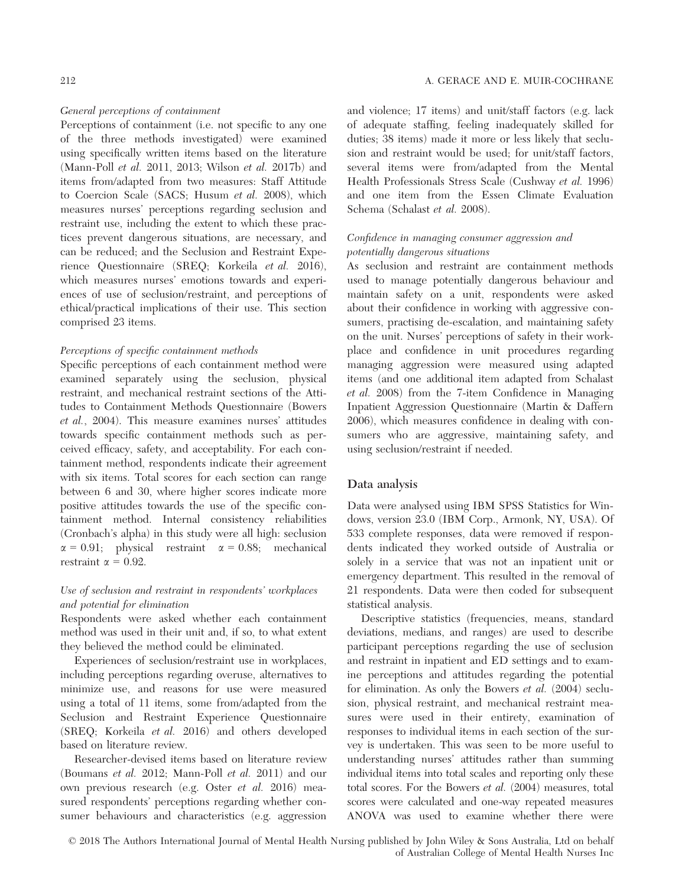#### *General perceptions of containment*

Perceptions of containment (i.e. not specific to any one of the three methods investigated) were examined using specifically written items based on the literature (Mann-Poll *et al.* 2011, 2013; Wilson *et al.* 2017b) and items from/adapted from two measures: Staff Attitude to Coercion Scale (SACS; Husum *et al.* 2008), which measures nurses' perceptions regarding seclusion and restraint use, including the extent to which these practices prevent dangerous situations, are necessary, and can be reduced; and the Seclusion and Restraint Experience Questionnaire (SREQ; Korkeila *et al.* 2016), which measures nurses' emotions towards and experiences of use of seclusion/restraint, and perceptions of ethical/practical implications of their use. This section comprised 23 items.

#### *Perceptions of specific containment methods*

Specific perceptions of each containment method were examined separately using the seclusion, physical restraint, and mechanical restraint sections of the Attitudes to Containment Methods Questionnaire (Bowers *et al.*, 2004). This measure examines nurses' attitudes towards specific containment methods such as perceived efficacy, safety, and acceptability. For each containment method, respondents indicate their agreement with six items. Total scores for each section can range between 6 and 30, where higher scores indicate more positive attitudes towards the use of the specific containment method. Internal consistency reliabilities (Cronbach's alpha) in this study were all high: seclusion $\alpha = 0.91$; physical restraint $\alpha = 0.88$; mechanical restraint $\alpha = 0.92$.

#### *Use of seclusion and restraint in respondents' workplaces and potential for elimination*

Respondents were asked whether each containment method was used in their unit and, if so, to what extent they believed the method could be eliminated.

Experiences of seclusion/restraint use in workplaces, including perceptions regarding overuse, alternatives to minimize use, and reasons for use were measured using a total of 11 items, some from/adapted from the Seclusion and Restraint Experience Questionnaire (SREQ; Korkeila *et al.* 2016) and others developed based on literature review.

Researcher-devised items based on literature review (Boumans *et al.* 2012; Mann-Poll *et al.* 2011) and our own previous research (e.g. Oster *et al.* 2016) measured respondents' perceptions regarding whether consumer behaviours and characteristics (e.g. aggression and violence; 17 items) and unit/staff factors (e.g. lack of adequate staffing, feeling inadequately skilled for duties; 38 items) made it more or less likely that seclusion and restraint would be used; for unit/staff factors, several items were from/adapted from the Mental Health Professionals Stress Scale (Cushway *et al.* 1996) and one item from the Essen Climate Evaluation Schema (Schalast *et al.* 2008).

#### *Confidence in managing consumer aggression and potentially dangerous situations*

As seclusion and restraint are containment methods used to manage potentially dangerous behaviour and maintain safety on a unit, respondents were asked about their confidence in working with aggressive consumers, practising de-escalation, and maintaining safety on the unit. Nurses' perceptions of safety in their workplace and confidence in unit procedures regarding managing aggression were measured using adapted items (and one additional item adapted from Schalast *et al.* 2008) from the 7-item Confidence in Managing Inpatient Aggression Questionnaire (Martin & Daffern 2006), which measures confidence in dealing with consumers who are aggressive, maintaining safety, and using seclusion/restraint if needed.

### Data analysis

Data were analysed using IBM SPSS Statistics for Windows, version 23.0 (IBM Corp., Armonk, NY, USA). Of 533 complete responses, data were removed if respondents indicated they worked outside of Australia or solely in a service that was not an inpatient unit or emergency department. This resulted in the removal of 21 respondents. Data were then coded for subsequent statistical analysis.

Descriptive statistics (frequencies, means, standard deviations, medians, and ranges) are used to describe participant perceptions regarding the use of seclusion and restraint in inpatient and ED settings and to examine perceptions and attitudes regarding the potential for elimination. As only the Bowers *et al.* (2004) seclusion, physical restraint, and mechanical restraint measures were used in their entirety, examination of responses to individual items in each section of the survey is undertaken. This was seen to be more useful to understanding nurses' attitudes rather than summing individual items into total scales and reporting only these total scores. For the Bowers *et al.* (2004) measures, total scores were calculated and one-way repeated measures ANOVA was used to examine whether there were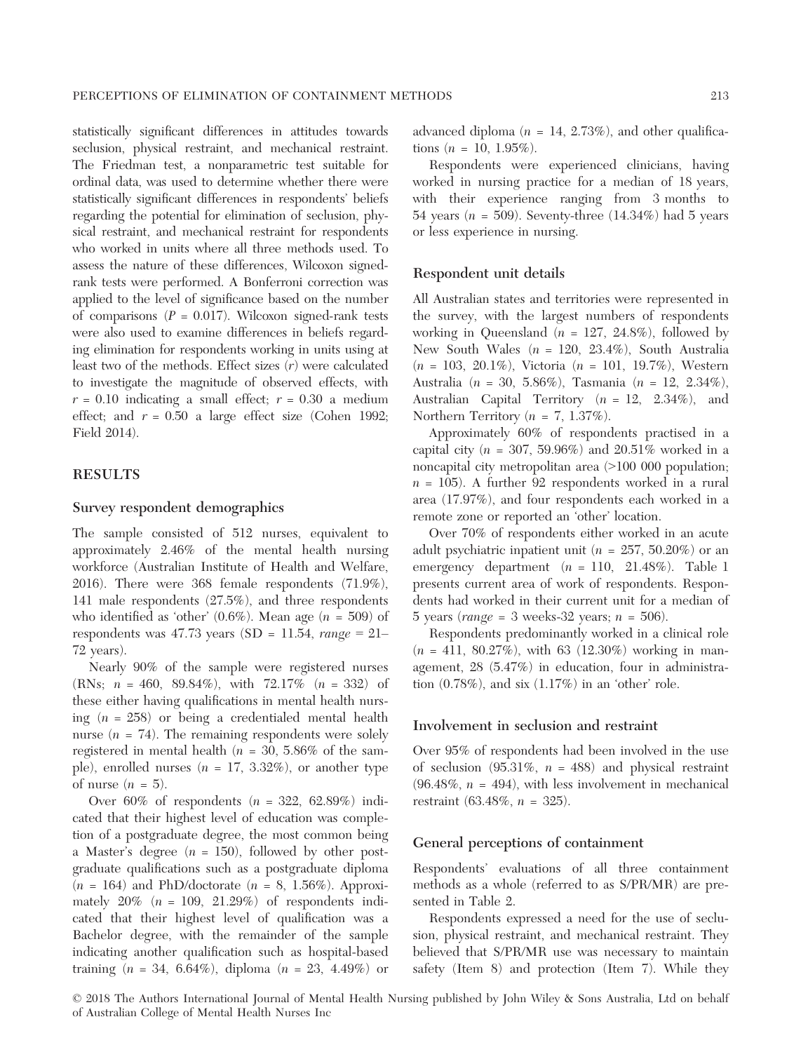statistically significant differences in attitudes towards seclusion, physical restraint, and mechanical restraint. The Friedman test, a nonparametric test suitable for ordinal data, was used to determine whether there were statistically significant differences in respondents' beliefs regarding the potential for elimination of seclusion, physical restraint, and mechanical restraint for respondents who worked in units where all three methods used. To assess the nature of these differences, Wilcoxon signed-rank tests were performed. A Bonferroni correction was applied to the level of significance based on the number of comparisons ($P = 0.017$). Wilcoxon signed-rank tests were also used to examine differences in beliefs regarding elimination for respondents working in units using at least two of the methods. Effect sizes ($r$) were calculated to investigate the magnitude of observed effects, with $r = 0.10$ indicating a small effect; $r = 0.30$ a medium effect; and $r = 0.50$ a large effect size (Cohen 1992; Field 2014).

## RESULTS

### Survey respondent demographics

The sample consisted of 512 nurses, equivalent to approximately 2.46% of the mental health nursing workforce (Australian Institute of Health and Welfare, 2016). There were 368 female respondents (71.9%), 141 male respondents (27.5%), and three respondents who identified as 'other' (0.6%). Mean age ($n = 509$) of respondents was 47.73 years (SD = 11.54, *range* = 21–72 years).

Nearly 90% of the sample were registered nurses (RNs; $n = 460$, 89.84%), with 72.17% ($n = 332$) of these either having qualifications in mental health nursing ($n = 258$) or being a credentialed mental health nurse ($n = 74$). The remaining respondents were solely registered in mental health ($n = 30$, 5.86% of the sample), enrolled nurses ($n = 17$, 3.32%), or another type of nurse ($n = 5$).

Over 60% of respondents ($n = 322$, 62.89%) indicated that their highest level of education was completion of a postgraduate degree, the most common being a Master's degree ($n = 150$), followed by other postgraduate qualifications such as a postgraduate diploma ($n = 164$) and PhD/doctorate ($n = 8$, 1.56%). Approximately 20% ($n = 109$, 21.29%) of respondents indicated that their highest level of qualification was a Bachelor degree, with the remainder of the sample indicating another qualification such as hospital-based training ($n = 34$, 6.64%), diploma ($n = 23$, 4.49%) or advanced diploma ($n = 14$, 2.73%), and other qualifications ($n = 10$, 1.95%).

Respondents were experienced clinicians, having worked in nursing practice for a median of 18 years, with their experience ranging from 3 months to 54 years ($n = 509$). Seventy-three (14.34%) had 5 years or less experience in nursing.

### Respondent unit details

All Australian states and territories were represented in the survey, with the largest numbers of respondents working in Queensland ($n = 127$, 24.8%), followed by New South Wales ($n = 120$, 23.4%), South Australia ($n = 103$, 20.1%), Victoria ($n = 101$, 19.7%), Western Australia ($n = 30$, 5.86%), Tasmania ($n = 12$, 2.34%), Australian Capital Territory ($n = 12$, 2.34%), and Northern Territory ($n = 7$, 1.37%).

Approximately 60% of respondents practised in a capital city ($n = 307$, 59.96%) and 20.51% worked in a noncapital city metropolitan area (>100 000 population; $n = 105$). A further 92 respondents worked in a rural area (17.97%), and four respondents each worked in a remote zone or reported an 'other' location.

Over 70% of respondents either worked in an acute adult psychiatric inpatient unit ($n = 257$, 50.20%) or an emergency department ($n = 110$, 21.48%). Table 1 presents current area of work of respondents. Respondents had worked in their current unit for a median of 5 years (*range* = 3 weeks-32 years; $n = 506$).

Respondents predominantly worked in a clinical role ($n = 411$, 80.27%), with 63 (12.30%) working in management, 28 (5.47%) in education, four in administration (0.78%), and six (1.17%) in an 'other' role.

### Involvement in seclusion and restraint

Over 95% of respondents had been involved in the use of seclusion (95.31%, $n = 488$) and physical restraint (96.48%, $n = 494$), with less involvement in mechanical restraint (63.48%, $n = 325$).

### General perceptions of containment

Respondents' evaluations of all three containment methods as a whole (referred to as S/PR/MR) are presented in Table 2.

Respondents expressed a need for the use of seclusion, physical restraint, and mechanical restraint. They believed that S/PR/MR use was necessary to maintain safety (Item 8) and protection (Item 7). While they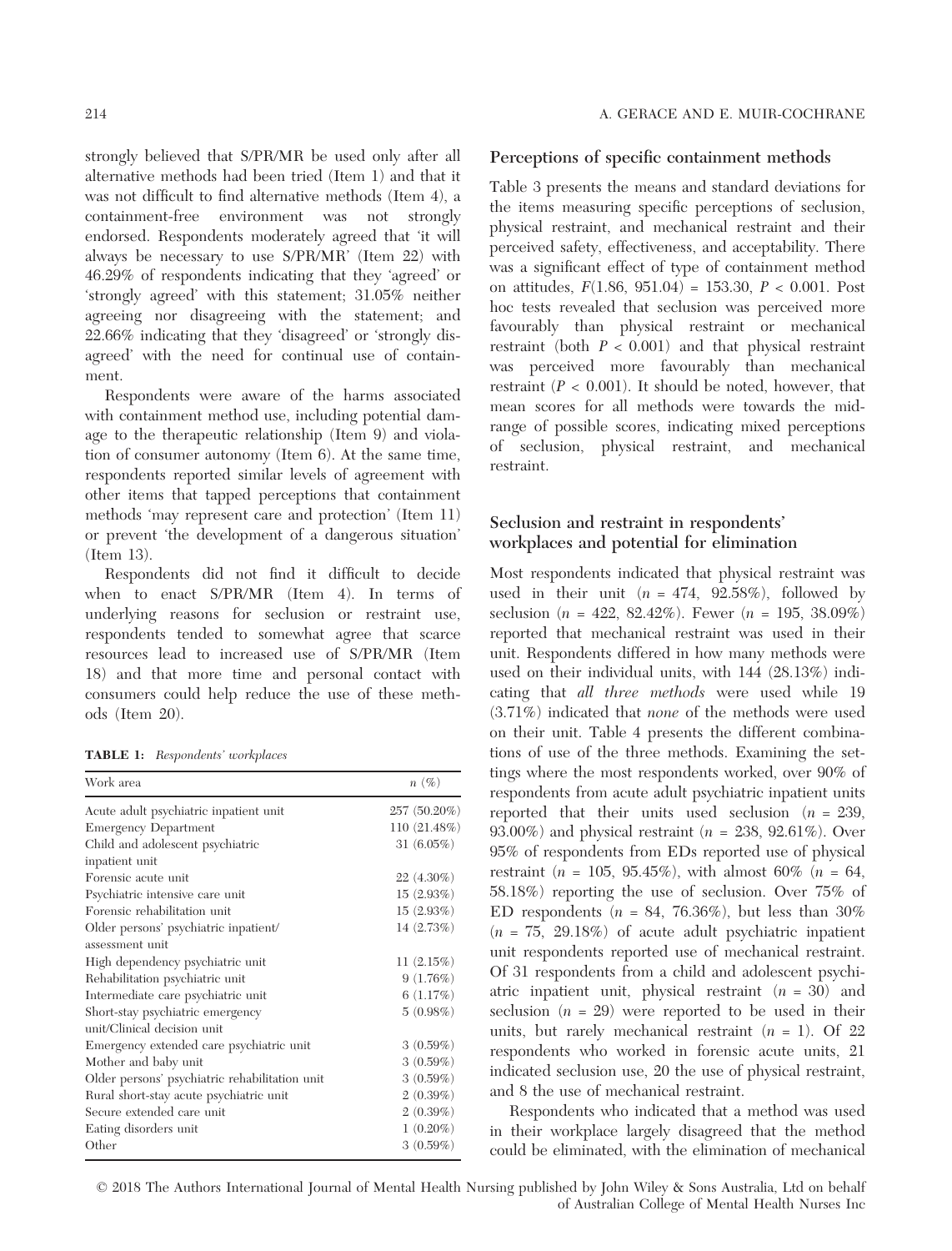strongly believed that S/PR/MR be used only after all alternative methods had been tried (Item 1) and that it was not difficult to find alternative methods (Item 4), a containment-free environment was not strongly endorsed. Respondents moderately agreed that 'it will always be necessary to use S/PR/MR' (Item 22) with 46.29% of respondents indicating that they 'agreed' or 'strongly agreed' with this statement; 31.05% neither agreeing nor disagreeing with the statement; and 22.66% indicating that they 'disagreed' or 'strongly disagreed' with the need for continual use of containment.

Respondents were aware of the harms associated with containment method use, including potential damage to the therapeutic relationship (Item 9) and violation of consumer autonomy (Item 6). At the same time, respondents reported similar levels of agreement with other items that tapped perceptions that containment methods 'may represent care and protection' (Item 11) or prevent 'the development of a dangerous situation' (Item 13).

Respondents did not find it difficult to decide when to enact S/PR/MR (Item 4). In terms of underlying reasons for seclusion or restraint use, respondents tended to somewhat agree that scarce resources lead to increased use of S/PR/MR (Item 18) and that more time and personal contact with consumers could help reduce the use of these methods (Item 20).

**TABLE 1:** *Respondents' workplaces*

| Work area | n (%) |
|---|---|
| Acute adult psychiatric inpatient unit | 257 (50.20%) |
| Emergency Department | 110 (21.48%) |
| Child and adolescent psychiatric inpatient unit | 31 (6.05%) |
| Forensic acute unit | 22 (4.30%) |
| Psychiatric intensive care unit | 15 (2.93%) |
| Forensic rehabilitation unit | 15 (2.93%) |
| Older persons' psychiatric inpatient/ assessment unit | 14 (2.73%) |
| High dependency psychiatric unit | 11 (2.15%) |
| Rehabilitation psychiatric unit | 9 (1.76%) |
| Intermediate care psychiatric unit | 6 (1.17%) |
| Short-stay psychiatric emergency unit/Clinical decision unit | 5 (0.98%) |
| Emergency extended care psychiatric unit | 3 (0.59%) |
| Mother and baby unit | 3 (0.59%) |
| Older persons' psychiatric rehabilitation unit | 3 (0.59%) |
| Rural short-stay acute psychiatric unit | 2 (0.39%) |
| Secure extended care unit | 2 (0.39%) |
| Eating disorders unit | 1 (0.20%) |
| Other | 3 (0.59%) |

### Perceptions of specific containment methods

Table 3 presents the means and standard deviations for the items measuring specific perceptions of seclusion, physical restraint, and mechanical restraint and their perceived safety, effectiveness, and acceptability. There was a significant effect of type of containment method on attitudes, $F(1.86, 951.04) = 153.30$, $P < 0.001$. Post hoc tests revealed that seclusion was perceived more favourably than physical restraint or mechanical restraint (both $P < 0.001$) and that physical restraint was perceived more favourably than mechanical restraint ($P < 0.001$). It should be noted, however, that mean scores for all methods were towards the mid-range of possible scores, indicating mixed perceptions of seclusion, physical restraint, and mechanical restraint.

### Seclusion and restraint in respondents' workplaces and potential for elimination

Most respondents indicated that physical restraint was used in their unit ($n$ = 474, 92.58%), followed by seclusion ($n$ = 422, 82.42%). Fewer ($n$ = 195, 38.09%) reported that mechanical restraint was used in their unit. Respondents differed in how many methods were used on their individual units, with 144 (28.13%) indicating that *all three methods* were used while 19 (3.71%) indicated that *none* of the methods were used on their unit. Table 4 presents the different combinations of use of the three methods. Examining the settings where the most respondents worked, over 90% of respondents from acute adult psychiatric inpatient units reported that their units used seclusion ($n$ = 239, 93.00%) and physical restraint ($n$ = 238, 92.61%). Over 95% of respondents from EDs reported use of physical restraint ($n$ = 105, 95.45%), with almost 60% ($n$ = 64, 58.18%) reporting the use of seclusion. Over 75% of ED respondents ($n$ = 84, 76.36%), but less than 30% ($n$ = 75, 29.18%) of acute adult psychiatric inpatient unit respondents reported use of mechanical restraint. Of 31 respondents from a child and adolescent psychiatric inpatient unit, physical restraint ($n$ = 30) and seclusion ($n$ = 29) were reported to be used in their units, but rarely mechanical restraint ($n$ = 1). Of 22 respondents who worked in forensic acute units, 21 indicated seclusion use, 20 the use of physical restraint, and 8 the use of mechanical restraint.

Respondents who indicated that a method was used in their workplace largely disagreed that the method could be eliminated, with the elimination of mechanical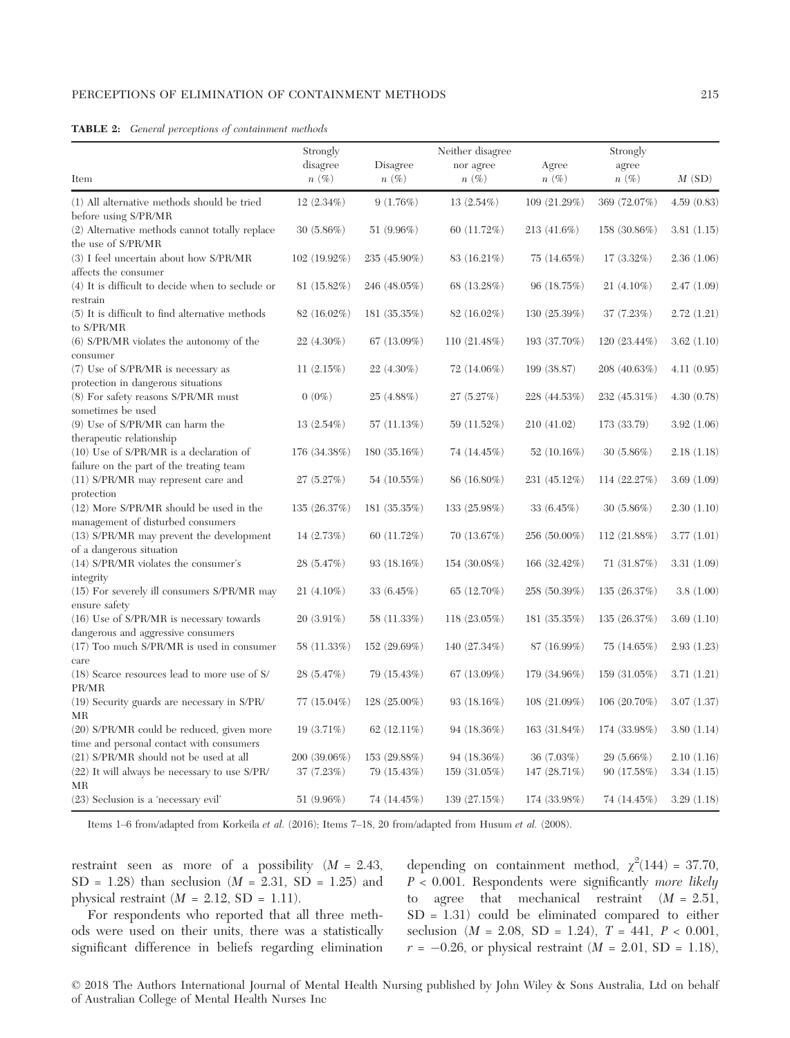**TABLE 2:** *General perceptions of containment methods*

| Item | Strongly disagree *n* (%) | Disagree *n* (%) | Neither disagree nor agree *n* (%) | Agree *n* (%) | Strongly agree *n* (%) | *M* (SD) |
|---|---|---|---|---|---|---|
| (1) All alternative methods should be tried before using S/PR/MR | 12 (2.34%) | 9 (1.76%) | 13 (2.54%) | 109 (21.29%) | 369 (72.07%) | 4.59 (0.83) |
| (2) Alternative methods cannot totally replace the use of S/PR/MR | 30 (5.86%) | 51 (9.96%) | 60 (11.72%) | 213 (41.6%) | 158 (30.86%) | 3.81 (1.15) |
| (3) I feel uncertain about how S/PR/MR affects the consumer | 102 (19.92%) | 235 (45.90%) | 83 (16.21%) | 75 (14.65%) | 17 (3.32%) | 2.36 (1.06) |
| (4) It is difficult to decide when to seclude or restrain | 81 (15.82%) | 246 (48.05%) | 68 (13.28%) | 96 (18.75%) | 21 (4.10%) | 2.47 (1.09) |
| (5) It is difficult to find alternative methods to S/PR/MR | 82 (16.02%) | 181 (35.35%) | 82 (16.02%) | 130 (25.39%) | 37 (7.23%) | 2.72 (1.21) |
| (6) S/PR/MR violates the autonomy of the consumer | 22 (4.30%) | 67 (13.09%) | 110 (21.48%) | 193 (37.70%) | 120 (23.44%) | 3.62 (1.10) |
| (7) Use of S/PR/MR is necessary as protection in dangerous situations | 11 (2.15%) | 22 (4.30%) | 72 (14.06%) | 199 (38.87) | 208 (40.63%) | 4.11 (0.95) |
| (8) For safety reasons S/PR/MR must sometimes be used | 0 (0%) | 25 (4.88%) | 27 (5.27%) | 228 (44.53%) | 232 (45.31%) | 4.30 (0.78) |
| (9) Use of S/PR/MR can harm the therapeutic relationship | 13 (2.54%) | 57 (11.13%) | 59 (11.52%) | 210 (41.02) | 173 (33.79) | 3.92 (1.06) |
| (10) Use of S/PR/MR is a declaration of failure on the part of the treating team | 176 (34.38%) | 180 (35.16%) | 74 (14.45%) | 52 (10.16%) | 30 (5.86%) | 2.18 (1.18) |
| (11) S/PR/MR may represent care and protection | 27 (5.27%) | 54 (10.55%) | 86 (16.80%) | 231 (45.12%) | 114 (22.27%) | 3.69 (1.09) |
| (12) More S/PR/MR should be used in the management of disturbed consumers | 135 (26.37%) | 181 (35.35%) | 133 (25.98%) | 33 (6.45%) | 30 (5.86%) | 2.30 (1.10) |
| (13) S/PR/MR may prevent the development of a dangerous situation | 14 (2.73%) | 60 (11.72%) | 70 (13.67%) | 256 (50.00%) | 112 (21.88%) | 3.77 (1.01) |
| (14) S/PR/MR violates the consumer's integrity | 28 (5.47%) | 93 (18.16%) | 154 (30.08%) | 166 (32.42%) | 71 (31.87%) | 3.31 (1.09) |
| (15) For severely ill consumers S/PR/MR may ensure safety | 21 (4.10%) | 33 (6.45%) | 65 (12.70%) | 258 (50.39%) | 135 (26.37%) | 3.8 (1.00) |
| (16) Use of S/PR/MR is necessary towards dangerous and aggressive consumers | 20 (3.91%) | 58 (11.33%) | 118 (23.05%) | 181 (35.35%) | 135 (26.37%) | 3.69 (1.10) |
| (17) Too much S/PR/MR is used in consumer care | 58 (11.33%) | 152 (29.69%) | 140 (27.34%) | 87 (16.99%) | 75 (14.65%) | 2.93 (1.23) |
| (18) Scarce resources lead to more use of S/PR/MR | 28 (5.47%) | 79 (15.43%) | 67 (13.09%) | 179 (34.96%) | 159 (31.05%) | 3.71 (1.21) |
| (19) Security guards are necessary in S/PR/MR | 77 (15.04%) | 128 (25.00%) | 93 (18.16%) | 108 (21.09%) | 106 (20.70%) | 3.07 (1.37) |
| (20) S/PR/MR could be reduced, given more time and personal contact with consumers | 19 (3.71%) | 62 (12.11%) | 94 (18.36%) | 163 (31.84%) | 174 (33.98%) | 3.80 (1.14) |
| (21) S/PR/MR should not be used at all | 200 (39.06%) | 153 (29.88%) | 94 (18.36%) | 36 (7.03%) | 29 (5.66%) | 2.10 (1.16) |
| (22) It will always be necessary to use S/PR/MR | 37 (7.23%) | 79 (15.43%) | 159 (31.05%) | 147 (28.71%) | 90 (17.58%) | 3.34 (1.15) |
| (23) Seclusion is a 'necessary evil' | 51 (9.96%) | 74 (14.45%) | 139 (27.15%) | 174 (33.98%) | 74 (14.45%) | 3.29 (1.18) |

Items 1–6 from/adapted from Korkeila *et al.* (2016); Items 7–18, 20 from/adapted from Husum *et al.* (2008).

restraint seen as more of a possibility ($M$ = 2.43, SD = 1.28) than seclusion ($M$ = 2.31, SD = 1.25) and physical restraint ($M$ = 2.12, SD = 1.11).

For respondents who reported that all three methods were used on their units, there was a statistically significant difference in beliefs regarding elimination depending on containment method, $\chi^2(144)$ = 37.70, $P$ < 0.001. Respondents were significantly *more likely* to agree that mechanical restraint ($M$ = 2.51, SD = 1.31) could be eliminated compared to either seclusion ($M$ = 2.08, SD = 1.24), $T$ = 441, $P$ < 0.001, $r$ = −0.26, or physical restraint ($M$ = 2.01, SD = 1.18),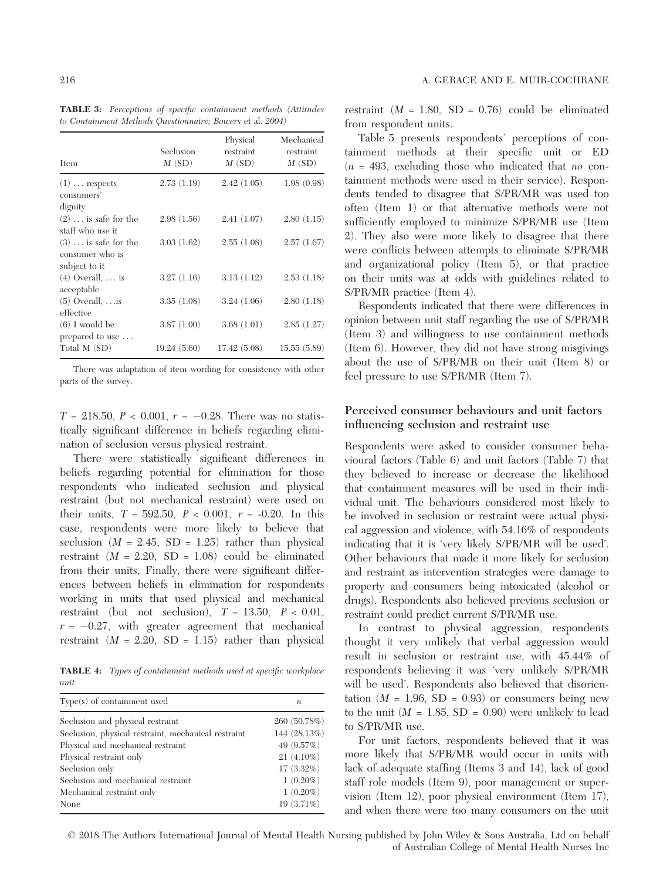**TABLE 3:** *Perceptions of specific containment methods (Attitudes to Containment Methods Questionnaire; Bowers* et al. *2004)*

| Item | Seclusion $M$ (SD) | Physical restraint $M$ (SD) | Mechanical restraint $M$ (SD) |
|---|---|---|---|
| (1) … respects consumers' dignity | 2.73 (1.19) | 2.42 (1.05) | 1.98 (0.98) |
| (2) … is safe for the staff who use it | 2.98 (1.56) | 2.41 (1.07) | 2.80 (1.15) |
| (3) … is safe for the consumer who is subject to it | 3.03 (1.62) | 2.55 (1.08) | 2.57 (1.67) |
| (4) Overall, … is acceptable | 3.27 (1.16) | 3.13 (1.12) | 2.53 (1.18) |
| (5) Overall, …is effective | 3.35 (1.08) | 3.24 (1.06) | 2.80 (1.18) |
| (6) I would be prepared to use … | 3.87 (1.00) | 3.68 (1.01) | 2.85 (1.27) |
| Total M (SD) | 19.24 (5.60) | 17.42 (5.08) | 15.55 (5.89) |

There was adaptation of item wording for consistency with other parts of the survey.

$T$ = 218.50, $P$ < 0.001, $r$ = −0.28. There was no statistically significant difference in beliefs regarding elimination of seclusion versus physical restraint.

There were statistically significant differences in beliefs regarding potential for elimination for those respondents who indicated seclusion and physical restraint (but not mechanical restraint) were used on their units, $T$ = 592.50, $P$ < 0.001, $r$ = -0.20. In this case, respondents were more likely to believe that seclusion ($M$ = 2.45, SD = 1.25) rather than physical restraint ($M$ = 2.20, SD = 1.08) could be eliminated from their units, Finally, there were significant differences between beliefs in elimination for respondents working in units that used physical and mechanical restraint (but not seclusion), $T$ = 13.50, $P$ < 0.01, $r$ = −0.27, with greater agreement that mechanical restraint ($M$ = 2.20, SD = 1.15) rather than physical restraint ($M$ = 1.80, SD = 0.76) could be eliminated from respondent units.

**TABLE 4:** *Types of containment methods used at specific workplace unit*

| Type(s) of containment used | $n$ |
|---|---|
| Seclusion and physical restraint | 260 (50.78%) |
| Seclusion, physical restraint, mechanical restraint | 144 (28.13%) |
| Physical and mechanical restraint | 49 (9.57%) |
| Physical restraint only | 21 (4.10%) |
| Seclusion only | 17 (3.32%) |
| Seclusion and mechanical restraint | 1 (0.20%) |
| Mechanical restraint only | 1 (0.20%) |
| None | 19 (3.71%) |

Table 5 presents respondents' perceptions of containment methods at their specific unit or ED ($n$ = 493, excluding those who indicated that *no* containment methods were used in their service). Respondents tended to disagree that S/PR/MR was used too often (Item 1) or that alternative methods were not sufficiently employed to minimize S/PR/MR use (Item 2). They also were more likely to disagree that there were conflicts between attempts to eliminate S/PR/MR and organizational policy (Item 5), or that practice on their units was at odds with guidelines related to S/PR/MR practice (Item 4).

Respondents indicated that there were differences in opinion between unit staff regarding the use of S/PR/MR (Item 3) and willingness to use containment methods (Item 6). However, they did not have strong misgivings about the use of S/PR/MR on their unit (Item 8) or feel pressure to use S/PR/MR (Item 7).

## Perceived consumer behaviours and unit factors influencing seclusion and restraint use

Respondents were asked to consider consumer behavioural factors (Table 6) and unit factors (Table 7) that they believed to increase or decrease the likelihood that containment measures will be used in their individual unit. The behaviours considered most likely to be involved in seclusion or restraint were actual physical aggression and violence, with 54.16% of respondents indicating that it is 'very likely S/PR/MR will be used'. Other behaviours that made it more likely for seclusion and restraint as intervention strategies were damage to property and consumers being intoxicated (alcohol or drugs). Respondents also believed previous seclusion or restraint could predict current S/PR/MR use.

In contrast to physical aggression, respondents thought it very unlikely that verbal aggression would result in seclusion or restraint use, with 45.44% of respondents believing it was 'very unlikely S/PR/MR will be used'. Respondents also believed that disorientation ($M$ = 1.96, SD = 0.93) or consumers being new to the unit ($M$ = 1.85, SD = 0.90) were unlikely to lead to S/PR/MR use.

For unit factors, respondents believed that it was more likely that S/PR/MR would occur in units with lack of adequate staffing (Items 3 and 14), lack of good staff role models (Item 9), poor management or supervision (Item 12), poor physical environment (Item 17), and when there were too many consumers on the unit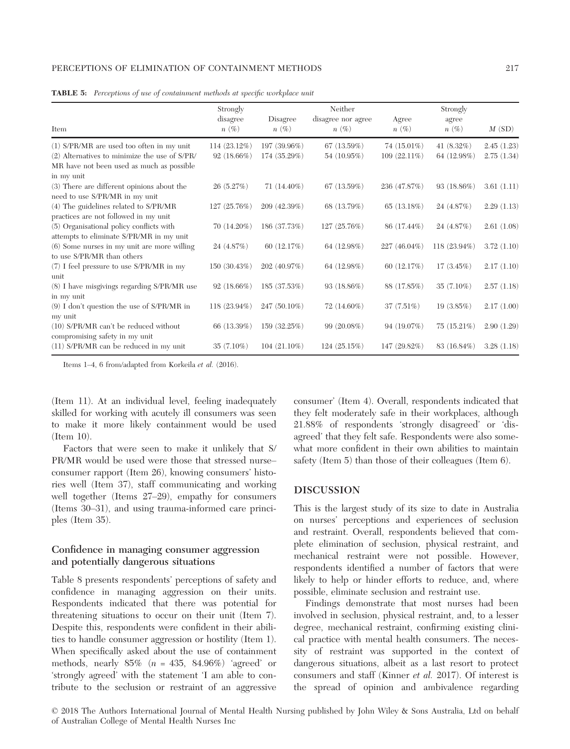**TABLE 5:** *Perceptions of use of containment methods at specific workplace unit*

| Item | Strongly disagree *n* (%) | Disagree *n* (%) | Neither disagree nor agree *n* (%) | Agree *n* (%) | Strongly agree *n* (%) | *M* (SD) |
|---|---|---|---|---|---|---|
| (1) S/PR/MR are used too often in my unit | 114 (23.12%) | 197 (39.96%) | 67 (13.59%) | 74 (15.01%) | 41 (8.32%) | 2.45 (1.23) |
| (2) Alternatives to minimize the use of S/PR/MR have not been used as much as possible in my unit | 92 (18.66%) | 174 (35.29%) | 54 (10.95%) | 109 (22.11%) | 64 (12.98%) | 2.75 (1.34) |
| (3) There are different opinions about the need to use S/PR/MR in my unit | 26 (5.27%) | 71 (14.40%) | 67 (13.59%) | 236 (47.87%) | 93 (18.86%) | 3.61 (1.11) |
| (4) The guidelines related to S/PR/MR practices are not followed in my unit | 127 (25.76%) | 209 (42.39%) | 68 (13.79%) | 65 (13.18%) | 24 (4.87%) | 2.29 (1.13) |
| (5) Organisational policy conflicts with attempts to eliminate S/PR/MR in my unit | 70 (14.20%) | 186 (37.73%) | 127 (25.76%) | 86 (17.44%) | 24 (4.87%) | 2.61 (1.08) |
| (6) Some nurses in my unit are more willing to use S/PR/MR than others | 24 (4.87%) | 60 (12.17%) | 64 (12.98%) | 227 (46.04%) | 118 (23.94%) | 3.72 (1.10) |
| (7) I feel pressure to use S/PR/MR in my unit | 150 (30.43%) | 202 (40.97%) | 64 (12.98%) | 60 (12.17%) | 17 (3.45%) | 2.17 (1.10) |
| (8) I have misgivings regarding S/PR/MR use in my unit | 92 (18.66%) | 185 (37.53%) | 93 (18.86%) | 88 (17.85%) | 35 (7.10%) | 2.57 (1.18) |
| (9) I don't question the use of S/PR/MR in my unit | 118 (23.94%) | 247 (50.10%) | 72 (14.60%) | 37 (7.51%) | 19 (3.85%) | 2.17 (1.00) |
| (10) S/PR/MR can't be reduced without compromising safety in my unit | 66 (13.39%) | 159 (32.25%) | 99 (20.08%) | 94 (19.07%) | 75 (15.21%) | 2.90 (1.29) |
| (11) S/PR/MR can be reduced in my unit | 35 (7.10%) | 104 (21.10%) | 124 (25.15%) | 147 (29.82%) | 83 (16.84%) | 3.28 (1.18) |

Items 1–4, 6 from/adapted from Korkeila *et al.* (2016).

(Item 11). At an individual level, feeling inadequately skilled for working with acutely ill consumers was seen to make it more likely containment would be used (Item 10).

Factors that were seen to make it unlikely that S/PR/MR would be used were those that stressed nurse–consumer rapport (Item 26), knowing consumers' histories well (Item 37), staff communicating and working well together (Items 27–29), empathy for consumers (Items 30–31), and using trauma-informed care principles (Item 35).

### Confidence in managing consumer aggression and potentially dangerous situations

Table 8 presents respondents' perceptions of safety and confidence in managing aggression on their units. Respondents indicated that there was potential for threatening situations to occur on their unit (Item 7). Despite this, respondents were confident in their abilities to handle consumer aggression or hostility (Item 1). When specifically asked about the use of containment methods, nearly 85% (*n* = 435, 84.96%) 'agreed' or 'strongly agreed' with the statement 'I am able to contribute to the seclusion or restraint of an aggressive consumer' (Item 4). Overall, respondents indicated that they felt moderately safe in their workplaces, although 21.88% of respondents 'strongly disagreed' or 'disagreed' that they felt safe. Respondents were also somewhat more confident in their own abilities to maintain safety (Item 5) than those of their colleagues (Item 6).

## DISCUSSION

This is the largest study of its size to date in Australia on nurses' perceptions and experiences of seclusion and restraint. Overall, respondents believed that complete elimination of seclusion, physical restraint, and mechanical restraint were not possible. However, respondents identified a number of factors that were likely to help or hinder efforts to reduce, and, where possible, eliminate seclusion and restraint use.

Findings demonstrate that most nurses had been involved in seclusion, physical restraint, and, to a lesser degree, mechanical restraint, confirming existing clinical practice with mental health consumers. The necessity of restraint was supported in the context of dangerous situations, albeit as a last resort to protect consumers and staff (Kinner *et al.* 2017). Of interest is the spread of opinion and ambivalence regarding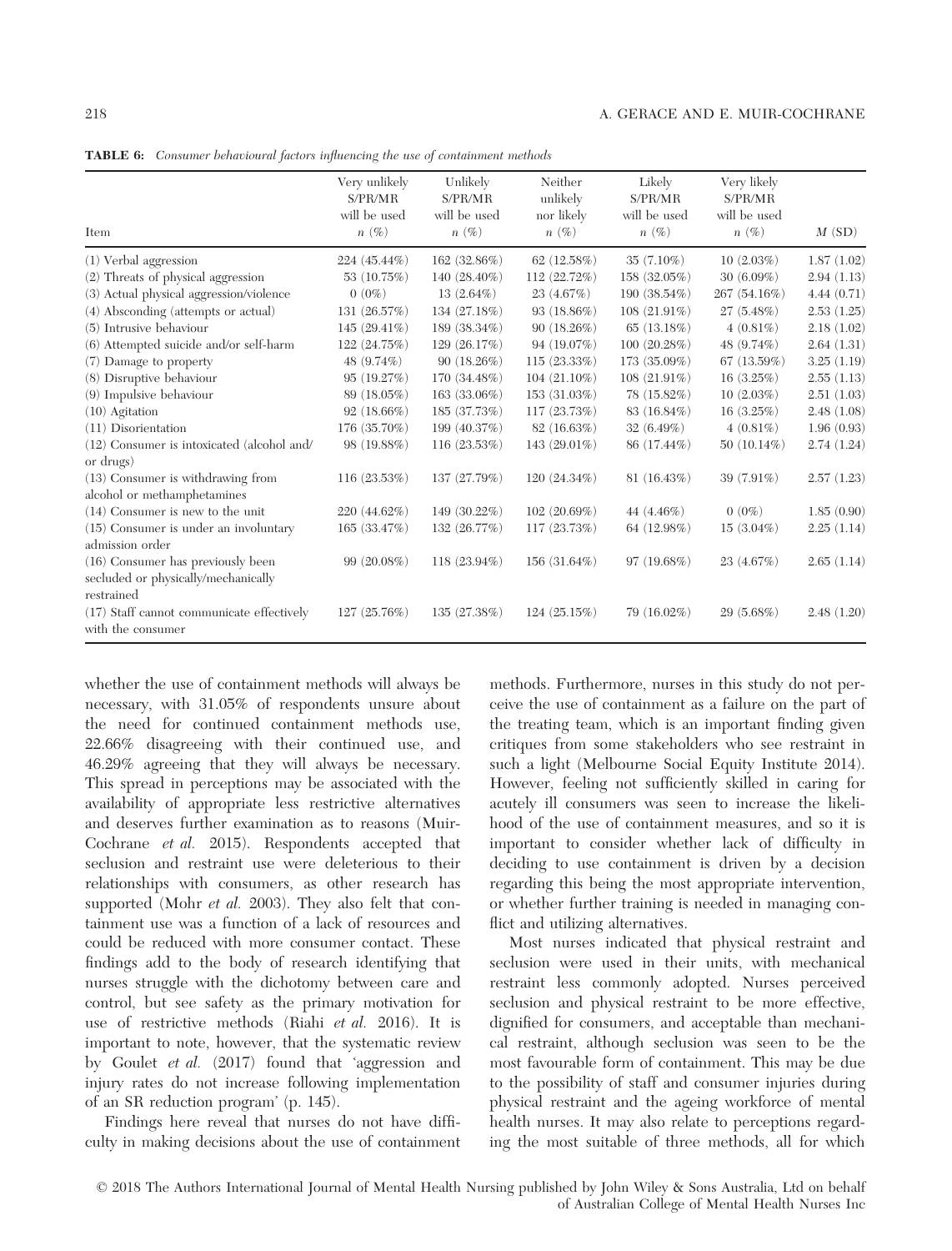**TABLE 6:** *Consumer behavioural factors influencing the use of containment methods*

| Item | Very unlikely S/PR/MR will be used $n$ (%) | Unlikely S/PR/MR will be used $n$ (%) | Neither unlikely nor likely $n$ (%) | Likely S/PR/MR will be used $n$ (%) | Very likely S/PR/MR will be used $n$ (%) | $M$ (SD) |
|---|---|---|---|---|---|---|
| (1) Verbal aggression | 224 (45.44%) | 162 (32.86%) | 62 (12.58%) | 35 (7.10%) | 10 (2.03%) | 1.87 (1.02) |
| (2) Threats of physical aggression | 53 (10.75%) | 140 (28.40%) | 112 (22.72%) | 158 (32.05%) | 30 (6.09%) | 2.94 (1.13) |
| (3) Actual physical aggression/violence | 0 (0%) | 13 (2.64%) | 23 (4.67%) | 190 (38.54%) | 267 (54.16%) | 4.44 (0.71) |
| (4) Absconding (attempts or actual) | 131 (26.57%) | 134 (27.18%) | 93 (18.86%) | 108 (21.91%) | 27 (5.48%) | 2.53 (1.25) |
| (5) Intrusive behaviour | 145 (29.41%) | 189 (38.34%) | 90 (18.26%) | 65 (13.18%) | 4 (0.81%) | 2.18 (1.02) |
| (6) Attempted suicide and/or self-harm | 122 (24.75%) | 129 (26.17%) | 94 (19.07%) | 100 (20.28%) | 48 (9.74%) | 2.64 (1.31) |
| (7) Damage to property | 48 (9.74%) | 90 (18.26%) | 115 (23.33%) | 173 (35.09%) | 67 (13.59%) | 3.25 (1.19) |
| (8) Disruptive behaviour | 95 (19.27%) | 170 (34.48%) | 104 (21.10%) | 108 (21.91%) | 16 (3.25%) | 2.55 (1.13) |
| (9) Impulsive behaviour | 89 (18.05%) | 163 (33.06%) | 153 (31.03%) | 78 (15.82%) | 10 (2.03%) | 2.51 (1.03) |
| (10) Agitation | 92 (18.66%) | 185 (37.73%) | 117 (23.73%) | 83 (16.84%) | 16 (3.25%) | 2.48 (1.08) |
| (11) Disorientation | 176 (35.70%) | 199 (40.37%) | 82 (16.63%) | 32 (6.49%) | 4 (0.81%) | 1.96 (0.93) |
| (12) Consumer is intoxicated (alcohol and/or drugs) | 98 (19.88%) | 116 (23.53%) | 143 (29.01%) | 86 (17.44%) | 50 (10.14%) | 2.74 (1.24) |
| (13) Consumer is withdrawing from alcohol or methamphetamines | 116 (23.53%) | 137 (27.79%) | 120 (24.34%) | 81 (16.43%) | 39 (7.91%) | 2.57 (1.23) |
| (14) Consumer is new to the unit | 220 (44.62%) | 149 (30.22%) | 102 (20.69%) | 44 (4.46%) | 0 (0%) | 1.85 (0.90) |
| (15) Consumer is under an involuntary admission order | 165 (33.47%) | 132 (26.77%) | 117 (23.73%) | 64 (12.98%) | 15 (3.04%) | 2.25 (1.14) |
| (16) Consumer has previously been secluded or physically/mechanically restrained | 99 (20.08%) | 118 (23.94%) | 156 (31.64%) | 97 (19.68%) | 23 (4.67%) | 2.65 (1.14) |
| (17) Staff cannot communicate effectively with the consumer | 127 (25.76%) | 135 (27.38%) | 124 (25.15%) | 79 (16.02%) | 29 (5.68%) | 2.48 (1.20) |

whether the use of containment methods will always be necessary, with 31.05% of respondents unsure about the need for continued containment methods use, 22.66% disagreeing with their continued use, and 46.29% agreeing that they will always be necessary. This spread in perceptions may be associated with the availability of appropriate less restrictive alternatives and deserves further examination as to reasons (Muir-Cochrane *et al.* 2015). Respondents accepted that seclusion and restraint use were deleterious to their relationships with consumers, as other research has supported (Mohr *et al.* 2003). They also felt that containment use was a function of a lack of resources and could be reduced with more consumer contact. These findings add to the body of research identifying that nurses struggle with the dichotomy between care and control, but see safety as the primary motivation for use of restrictive methods (Riahi *et al.* 2016). It is important to note, however, that the systematic review by Goulet *et al.* (2017) found that 'aggression and injury rates do not increase following implementation of an SR reduction program' (p. 145).

Findings here reveal that nurses do not have difficulty in making decisions about the use of containment methods. Furthermore, nurses in this study do not perceive the use of containment as a failure on the part of the treating team, which is an important finding given critiques from some stakeholders who see restraint in such a light (Melbourne Social Equity Institute 2014). However, feeling not sufficiently skilled in caring for acutely ill consumers was seen to increase the likelihood of the use of containment measures, and so it is important to consider whether lack of difficulty in deciding to use containment is driven by a decision regarding this being the most appropriate intervention, or whether further training is needed in managing conflict and utilizing alternatives.

Most nurses indicated that physical restraint and seclusion were used in their units, with mechanical restraint less commonly adopted. Nurses perceived seclusion and physical restraint to be more effective, dignified for consumers, and acceptable than mechanical restraint, although seclusion was seen to be the most favourable form of containment. This may be due to the possibility of staff and consumer injuries during physical restraint and the ageing workforce of mental health nurses. It may also relate to perceptions regarding the most suitable of three methods, all for which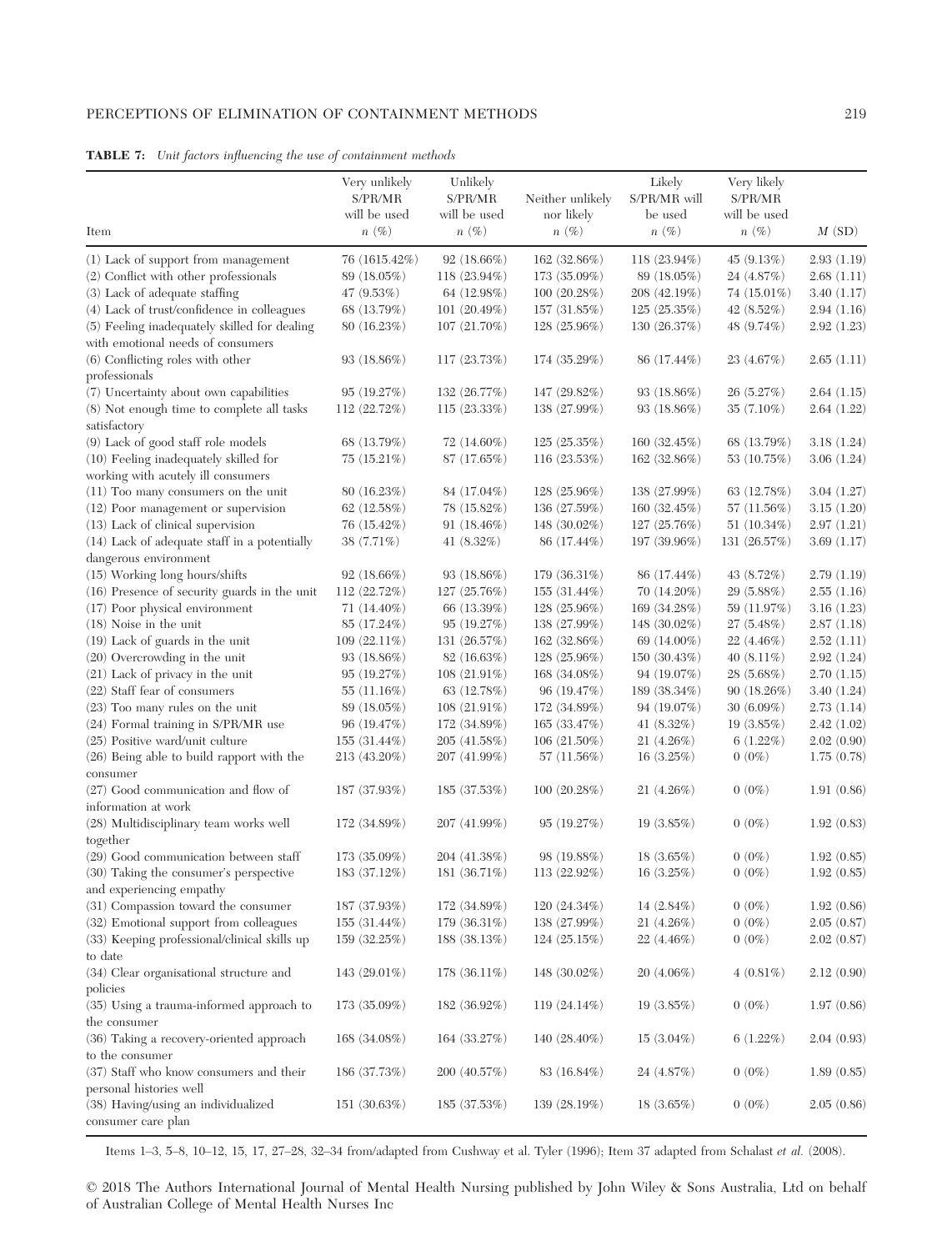**TABLE 7:** *Unit factors influencing the use of containment methods*

| Item | Very unlikely S/PR/MR will be used n (%) | Unlikely S/PR/MR will be used n (%) | Neither unlikely nor likely n (%) | Likely S/PR/MR will be used n (%) | Very likely S/PR/MR will be used n (%) | M (SD) |
|---|---|---|---|---|---|---|
| (1) Lack of support from management | 76 (1615.42%) | 92 (18.66%) | 162 (32.86%) | 118 (23.94%) | 45 (9.13%) | 2.93 (1.19) |
| (2) Conflict with other professionals | 89 (18.05%) | 118 (23.94%) | 173 (35.09%) | 89 (18.05%) | 24 (4.87%) | 2.68 (1.11) |
| (3) Lack of adequate staffing | 47 (9.53%) | 64 (12.98%) | 100 (20.28%) | 208 (42.19%) | 74 (15.01%) | 3.40 (1.17) |
| (4) Lack of trust/confidence in colleagues | 68 (13.79%) | 101 (20.49%) | 157 (31.85%) | 125 (25.35%) | 42 (8.52%) | 2.94 (1.16) |
| (5) Feeling inadequately skilled for dealing with emotional needs of consumers | 80 (16.23%) | 107 (21.70%) | 128 (25.96%) | 130 (26.37%) | 48 (9.74%) | 2.92 (1.23) |
| (6) Conflicting roles with other professionals | 93 (18.86%) | 117 (23.73%) | 174 (35.29%) | 86 (17.44%) | 23 (4.67%) | 2.65 (1.11) |
| (7) Uncertainty about own capabilities | 95 (19.27%) | 132 (26.77%) | 147 (29.82%) | 93 (18.86%) | 26 (5.27%) | 2.64 (1.15) |
| (8) Not enough time to complete all tasks satisfactory | 112 (22.72%) | 115 (23.33%) | 138 (27.99%) | 93 (18.86%) | 35 (7.10%) | 2.64 (1.22) |
| (9) Lack of good staff role models | 68 (13.79%) | 72 (14.60%) | 125 (25.35%) | 160 (32.45%) | 68 (13.79%) | 3.18 (1.24) |
| (10) Feeling inadequately skilled for working with acutely ill consumers | 75 (15.21%) | 87 (17.65%) | 116 (23.53%) | 162 (32.86%) | 53 (10.75%) | 3.06 (1.24) |
| (11) Too many consumers on the unit | 80 (16.23%) | 84 (17.04%) | 128 (25.96%) | 138 (27.99%) | 63 (12.78%) | 3.04 (1.27) |
| (12) Poor management or supervision | 62 (12.58%) | 78 (15.82%) | 136 (27.59%) | 160 (32.45%) | 57 (11.56%) | 3.15 (1.20) |
| (13) Lack of clinical supervision | 76 (15.42%) | 91 (18.46%) | 148 (30.02%) | 127 (25.76%) | 51 (10.34%) | 2.97 (1.21) |
| (14) Lack of adequate staff in a potentially dangerous environment | 38 (7.71%) | 41 (8.32%) | 86 (17.44%) | 197 (39.96%) | 131 (26.57%) | 3.69 (1.17) |
| (15) Working long hours/shifts | 92 (18.66%) | 93 (18.86%) | 179 (36.31%) | 86 (17.44%) | 43 (8.72%) | 2.79 (1.19) |
| (16) Presence of security guards in the unit | 112 (22.72%) | 127 (25.76%) | 155 (31.44%) | 70 (14.20%) | 29 (5.88%) | 2.55 (1.16) |
| (17) Poor physical environment | 71 (14.40%) | 66 (13.39%) | 128 (25.96%) | 169 (34.28%) | 59 (11.97%) | 3.16 (1.23) |
| (18) Noise in the unit | 85 (17.24%) | 95 (19.27%) | 138 (27.99%) | 148 (30.02%) | 27 (5.48%) | 2.87 (1.18) |
| (19) Lack of guards in the unit | 109 (22.11%) | 131 (26.57%) | 162 (32.86%) | 69 (14.00%) | 22 (4.46%) | 2.52 (1.11) |
| (20) Overcrowding in the unit | 93 (18.86%) | 82 (16.63%) | 128 (25.96%) | 150 (30.43%) | 40 (8.11%) | 2.92 (1.24) |
| (21) Lack of privacy in the unit | 95 (19.27%) | 108 (21.91%) | 168 (34.08%) | 94 (19.07%) | 28 (5.68%) | 2.70 (1.15) |
| (22) Staff fear of consumers | 55 (11.16%) | 63 (12.78%) | 96 (19.47%) | 189 (38.34%) | 90 (18.26%) | 3.40 (1.24) |
| (23) Too many rules on the unit | 89 (18.05%) | 108 (21.91%) | 172 (34.89%) | 94 (19.07%) | 30 (6.09%) | 2.73 (1.14) |
| (24) Formal training in S/PR/MR use | 96 (19.47%) | 172 (34.89%) | 165 (33.47%) | 41 (8.32%) | 19 (3.85%) | 2.42 (1.02) |
| (25) Positive ward/unit culture | 155 (31.44%) | 205 (41.58%) | 106 (21.50%) | 21 (4.26%) | 6 (1.22%) | 2.02 (0.90) |
| (26) Being able to build rapport with the consumer | 213 (43.20%) | 207 (41.99%) | 57 (11.56%) | 16 (3.25%) | 0 (0%) | 1.75 (0.78) |
| (27) Good communication and flow of information at work | 187 (37.93%) | 185 (37.53%) | 100 (20.28%) | 21 (4.26%) | 0 (0%) | 1.91 (0.86) |
| (28) Multidisciplinary team works well together | 172 (34.89%) | 207 (41.99%) | 95 (19.27%) | 19 (3.85%) | 0 (0%) | 1.92 (0.83) |
| (29) Good communication between staff | 173 (35.09%) | 204 (41.38%) | 98 (19.88%) | 18 (3.65%) | 0 (0%) | 1.92 (0.85) |
| (30) Taking the consumer's perspective and experiencing empathy | 183 (37.12%) | 181 (36.71%) | 113 (22.92%) | 16 (3.25%) | 0 (0%) | 1.92 (0.85) |
| (31) Compassion toward the consumer | 187 (37.93%) | 172 (34.89%) | 120 (24.34%) | 14 (2.84%) | 0 (0%) | 1.92 (0.86) |
| (32) Emotional support from colleagues | 155 (31.44%) | 179 (36.31%) | 138 (27.99%) | 21 (4.26%) | 0 (0%) | 2.05 (0.87) |
| (33) Keeping professional/clinical skills up to date | 159 (32.25%) | 188 (38.13%) | 124 (25.15%) | 22 (4.46%) | 0 (0%) | 2.02 (0.87) |
| (34) Clear organisational structure and policies | 143 (29.01%) | 178 (36.11%) | 148 (30.02%) | 20 (4.06%) | 4 (0.81%) | 2.12 (0.90) |
| (35) Using a trauma-informed approach to the consumer | 173 (35.09%) | 182 (36.92%) | 119 (24.14%) | 19 (3.85%) | 0 (0%) | 1.97 (0.86) |
| (36) Taking a recovery-oriented approach to the consumer | 168 (34.08%) | 164 (33.27%) | 140 (28.40%) | 15 (3.04%) | 6 (1.22%) | 2.04 (0.93) |
| (37) Staff who know consumers and their personal histories well | 186 (37.73%) | 200 (40.57%) | 83 (16.84%) | 24 (4.87%) | 0 (0%) | 1.89 (0.85) |
| (38) Having/using an individualized consumer care plan | 151 (30.63%) | 185 (37.53%) | 139 (28.19%) | 18 (3.65%) | 0 (0%) | 2.05 (0.86) |

Items 1–3, 5–8, 10–12, 15, 17, 27–28, 32–34 from/adapted from Cushway et al. Tyler (1996); Item 37 adapted from Schalast *et al.* (2008).

© 2018 The Authors International Journal of Mental Health Nursing published by John Wiley & Sons Australia, Ltd on behalf of Australian College of Mental Health Nurses Inc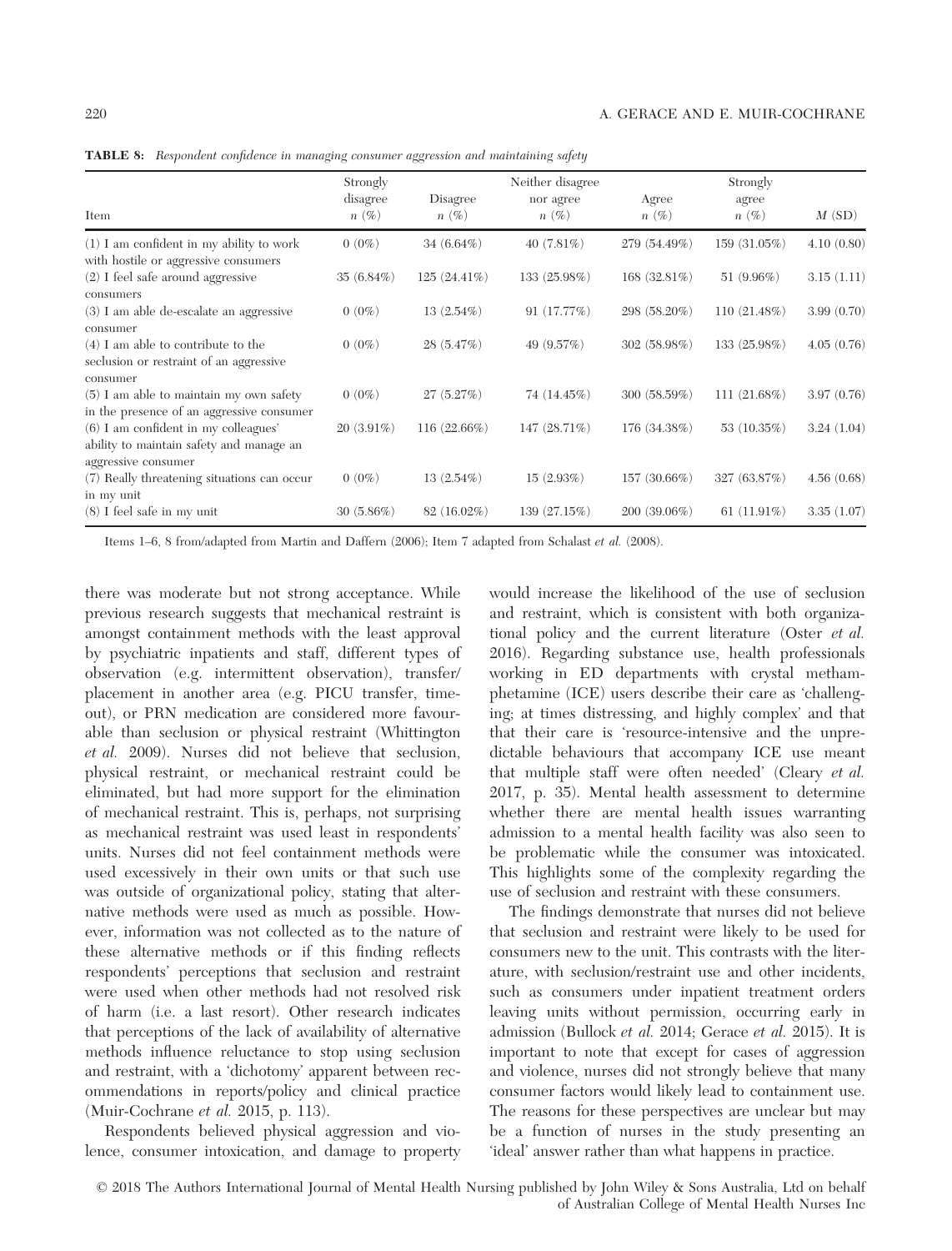**TABLE 8:** *Respondent confidence in managing consumer aggression and maintaining safety*

| Item | Strongly disagree $n$ (%) | Disagree $n$ (%) | Neither disagree nor agree $n$ (%) | Agree $n$ (%) | Strongly agree $n$ (%) | $M$ (SD) |
|---|---|---|---|---|---|---|
| (1) I am confident in my ability to work with hostile or aggressive consumers | 0 (0%) | 34 (6.64%) | 40 (7.81%) | 279 (54.49%) | 159 (31.05%) | 4.10 (0.80) |
| (2) I feel safe around aggressive consumers | 35 (6.84%) | 125 (24.41%) | 133 (25.98%) | 168 (32.81%) | 51 (9.96%) | 3.15 (1.11) |
| (3) I am able de-escalate an aggressive consumer | 0 (0%) | 13 (2.54%) | 91 (17.77%) | 298 (58.20%) | 110 (21.48%) | 3.99 (0.70) |
| (4) I am able to contribute to the seclusion or restraint of an aggressive consumer | 0 (0%) | 28 (5.47%) | 49 (9.57%) | 302 (58.98%) | 133 (25.98%) | 4.05 (0.76) |
| (5) I am able to maintain my own safety in the presence of an aggressive consumer | 0 (0%) | 27 (5.27%) | 74 (14.45%) | 300 (58.59%) | 111 (21.68%) | 3.97 (0.76) |
| (6) I am confident in my colleagues' ability to maintain safety and manage an aggressive consumer | 20 (3.91%) | 116 (22.66%) | 147 (28.71%) | 176 (34.38%) | 53 (10.35%) | 3.24 (1.04) |
| (7) Really threatening situations can occur in my unit | 0 (0%) | 13 (2.54%) | 15 (2.93%) | 157 (30.66%) | 327 (63.87%) | 4.56 (0.68) |
| (8) I feel safe in my unit | 30 (5.86%) | 82 (16.02%) | 139 (27.15%) | 200 (39.06%) | 61 (11.91%) | 3.35 (1.07) |

Items 1–6, 8 from/adapted from Martin and Daffern (2006); Item 7 adapted from Schalast *et al.* (2008).

there was moderate but not strong acceptance. While previous research suggests that mechanical restraint is amongst containment methods with the least approval by psychiatric inpatients and staff, different types of observation (e.g. intermittent observation), transfer/placement in another area (e.g. PICU transfer, time-out), or PRN medication are considered more favourable than seclusion or physical restraint (Whittington *et al.* 2009). Nurses did not believe that seclusion, physical restraint, or mechanical restraint could be eliminated, but had more support for the elimination of mechanical restraint. This is, perhaps, not surprising as mechanical restraint was used least in respondents' units. Nurses did not feel containment methods were used excessively in their own units or that such use was outside of organizational policy, stating that alternative methods were used as much as possible. However, information was not collected as to the nature of these alternative methods or if this finding reflects respondents' perceptions that seclusion and restraint were used when other methods had not resolved risk of harm (i.e. a last resort). Other research indicates that perceptions of the lack of availability of alternative methods influence reluctance to stop using seclusion and restraint, with a 'dichotomy' apparent between recommendations in reports/policy and clinical practice (Muir-Cochrane *et al.* 2015, p. 113).

Respondents believed physical aggression and violence, consumer intoxication, and damage to property would increase the likelihood of the use of seclusion and restraint, which is consistent with both organizational policy and the current literature (Oster *et al.* 2016). Regarding substance use, health professionals working in ED departments with crystal methamphetamine (ICE) users describe their care as 'challenging; at times distressing, and highly complex' and that that their care is 'resource-intensive and the unpredictable behaviours that accompany ICE use meant that multiple staff were often needed' (Cleary *et al.* 2017, p. 35). Mental health assessment to determine whether there are mental health issues warranting admission to a mental health facility was also seen to be problematic while the consumer was intoxicated. This highlights some of the complexity regarding the use of seclusion and restraint with these consumers.

The findings demonstrate that nurses did not believe that seclusion and restraint were likely to be used for consumers new to the unit. This contrasts with the literature, with seclusion/restraint use and other incidents, such as consumers under inpatient treatment orders leaving units without permission, occurring early in admission (Bullock *et al.* 2014; Gerace *et al.* 2015). It is important to note that except for cases of aggression and violence, nurses did not strongly believe that many consumer factors would likely lead to containment use. The reasons for these perspectives are unclear but may be a function of nurses in the study presenting an 'ideal' answer rather than what happens in practice.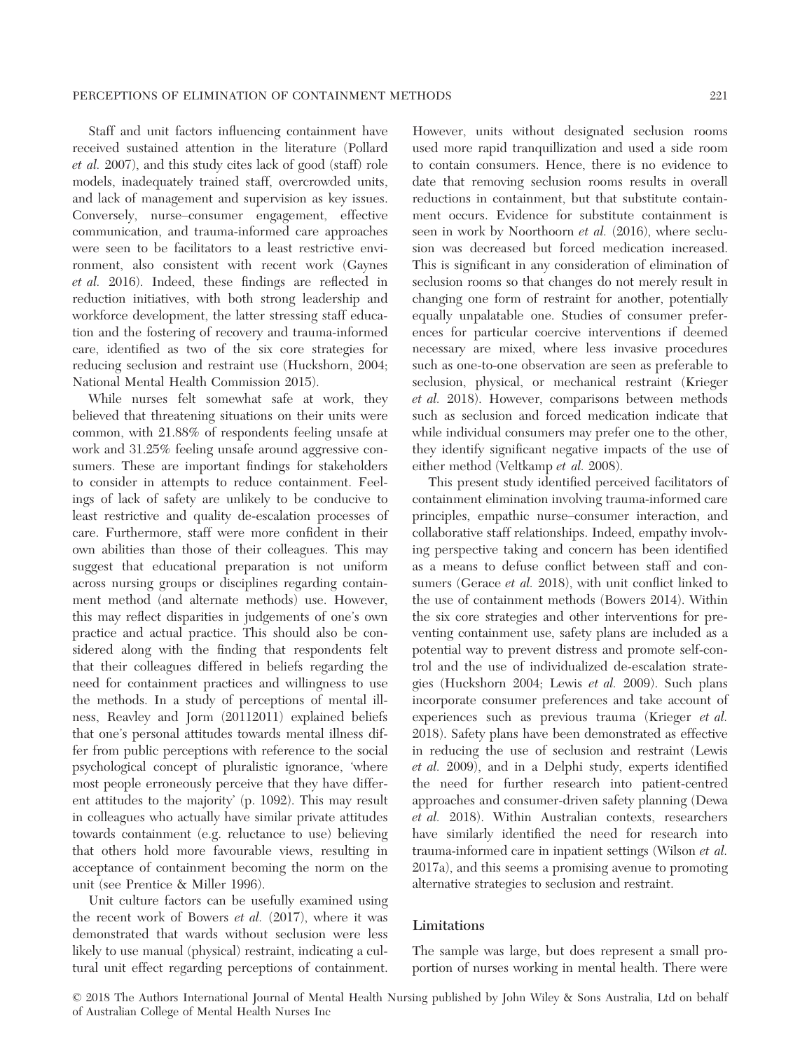Staff and unit factors influencing containment have received sustained attention in the literature (Pollard *et al.* 2007), and this study cites lack of good (staff) role models, inadequately trained staff, overcrowded units, and lack of management and supervision as key issues. Conversely, nurse–consumer engagement, effective communication, and trauma-informed care approaches were seen to be facilitators to a least restrictive environment, also consistent with recent work (Gaynes *et al.* 2016). Indeed, these findings are reflected in reduction initiatives, with both strong leadership and workforce development, the latter stressing staff education and the fostering of recovery and trauma-informed care, identified as two of the six core strategies for reducing seclusion and restraint use (Huckshorn, 2004; National Mental Health Commission 2015).

While nurses felt somewhat safe at work, they believed that threatening situations on their units were common, with 21.88% of respondents feeling unsafe at work and 31.25% feeling unsafe around aggressive consumers. These are important findings for stakeholders to consider in attempts to reduce containment. Feelings of lack of safety are unlikely to be conducive to least restrictive and quality de-escalation processes of care. Furthermore, staff were more confident in their own abilities than those of their colleagues. This may suggest that educational preparation is not uniform across nursing groups or disciplines regarding containment method (and alternate methods) use. However, this may reflect disparities in judgements of one's own practice and actual practice. This should also be considered along with the finding that respondents felt that their colleagues differed in beliefs regarding the need for containment practices and willingness to use the methods. In a study of perceptions of mental illness, Reavley and Jorm (20112011) explained beliefs that one's personal attitudes towards mental illness differ from public perceptions with reference to the social psychological concept of pluralistic ignorance, 'where most people erroneously perceive that they have different attitudes to the majority' (p. 1092). This may result in colleagues who actually have similar private attitudes towards containment (e.g. reluctance to use) believing that others hold more favourable views, resulting in acceptance of containment becoming the norm on the unit (see Prentice & Miller 1996).

Unit culture factors can be usefully examined using the recent work of Bowers *et al.* (2017), where it was demonstrated that wards without seclusion were less likely to use manual (physical) restraint, indicating a cultural unit effect regarding perceptions of containment. However, units without designated seclusion rooms used more rapid tranquillization and used a side room to contain consumers. Hence, there is no evidence to date that removing seclusion rooms results in overall reductions in containment, but that substitute containment occurs. Evidence for substitute containment is seen in work by Noorthoorn *et al.* (2016), where seclusion was decreased but forced medication increased. This is significant in any consideration of elimination of seclusion rooms so that changes do not merely result in changing one form of restraint for another, potentially equally unpalatable one. Studies of consumer preferences for particular coercive interventions if deemed necessary are mixed, where less invasive procedures such as one-to-one observation are seen as preferable to seclusion, physical, or mechanical restraint (Krieger *et al.* 2018). However, comparisons between methods such as seclusion and forced medication indicate that while individual consumers may prefer one to the other, they identify significant negative impacts of the use of either method (Veltkamp *et al.* 2008).

This present study identified perceived facilitators of containment elimination involving trauma-informed care principles, empathic nurse–consumer interaction, and collaborative staff relationships. Indeed, empathy involving perspective taking and concern has been identified as a means to defuse conflict between staff and consumers (Gerace *et al.* 2018), with unit conflict linked to the use of containment methods (Bowers 2014). Within the six core strategies and other interventions for preventing containment use, safety plans are included as a potential way to prevent distress and promote self-control and the use of individualized de-escalation strategies (Huckshorn 2004; Lewis *et al.* 2009). Such plans incorporate consumer preferences and take account of experiences such as previous trauma (Krieger *et al.* 2018). Safety plans have been demonstrated as effective in reducing the use of seclusion and restraint (Lewis *et al.* 2009), and in a Delphi study, experts identified the need for further research into patient-centred approaches and consumer-driven safety planning (Dewa *et al.* 2018). Within Australian contexts, researchers have similarly identified the need for research into trauma-informed care in inpatient settings (Wilson *et al.* 2017a), and this seems a promising avenue to promoting alternative strategies to seclusion and restraint.

### Limitations

The sample was large, but does represent a small proportion of nurses working in mental health. There were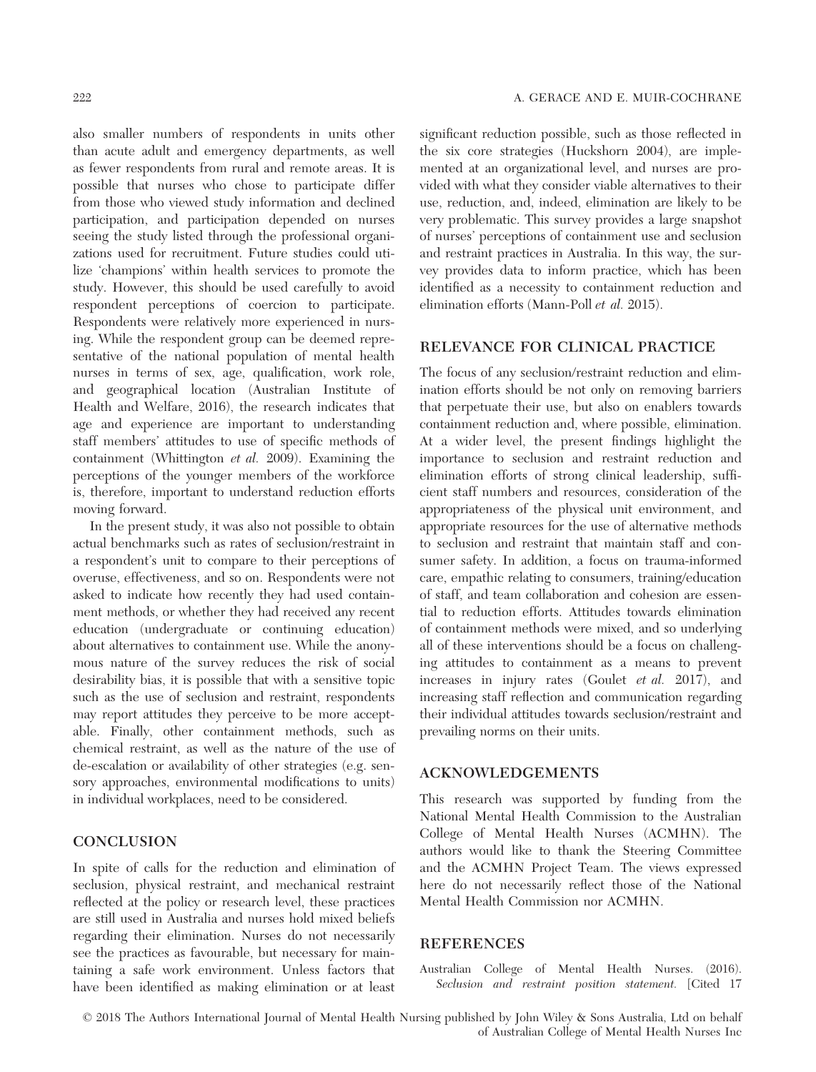also smaller numbers of respondents in units other than acute adult and emergency departments, as well as fewer respondents from rural and remote areas. It is possible that nurses who chose to participate differ from those who viewed study information and declined participation, and participation depended on nurses seeing the study listed through the professional organizations used for recruitment. Future studies could utilize 'champions' within health services to promote the study. However, this should be used carefully to avoid respondent perceptions of coercion to participate. Respondents were relatively more experienced in nursing. While the respondent group can be deemed representative of the national population of mental health nurses in terms of sex, age, qualification, work role, and geographical location (Australian Institute of Health and Welfare, 2016), the research indicates that age and experience are important to understanding staff members' attitudes to use of specific methods of containment (Whittington *et al.* 2009). Examining the perceptions of the younger members of the workforce is, therefore, important to understand reduction efforts moving forward.

In the present study, it was also not possible to obtain actual benchmarks such as rates of seclusion/restraint in a respondent's unit to compare to their perceptions of overuse, effectiveness, and so on. Respondents were not asked to indicate how recently they had used containment methods, or whether they had received any recent education (undergraduate or continuing education) about alternatives to containment use. While the anonymous nature of the survey reduces the risk of social desirability bias, it is possible that with a sensitive topic such as the use of seclusion and restraint, respondents may report attitudes they perceive to be more acceptable. Finally, other containment methods, such as chemical restraint, as well as the nature of the use of de-escalation or availability of other strategies (e.g. sensory approaches, environmental modifications to units) in individual workplaces, need to be considered.

## CONCLUSION

In spite of calls for the reduction and elimination of seclusion, physical restraint, and mechanical restraint reflected at the policy or research level, these practices are still used in Australia and nurses hold mixed beliefs regarding their elimination. Nurses do not necessarily see the practices as favourable, but necessary for maintaining a safe work environment. Unless factors that have been identified as making elimination or at least significant reduction possible, such as those reflected in the six core strategies (Huckshorn 2004), are implemented at an organizational level, and nurses are provided with what they consider viable alternatives to their use, reduction, and, indeed, elimination are likely to be very problematic. This survey provides a large snapshot of nurses' perceptions of containment use and seclusion and restraint practices in Australia. In this way, the survey provides data to inform practice, which has been identified as a necessity to containment reduction and elimination efforts (Mann-Poll *et al.* 2015).

## RELEVANCE FOR CLINICAL PRACTICE

The focus of any seclusion/restraint reduction and elimination efforts should be not only on removing barriers that perpetuate their use, but also on enablers towards containment reduction and, where possible, elimination. At a wider level, the present findings highlight the importance to seclusion and restraint reduction and elimination efforts of strong clinical leadership, sufficient staff numbers and resources, consideration of the appropriateness of the physical unit environment, and appropriate resources for the use of alternative methods to seclusion and restraint that maintain staff and consumer safety. In addition, a focus on trauma-informed care, empathic relating to consumers, training/education of staff, and team collaboration and cohesion are essential to reduction efforts. Attitudes towards elimination of containment methods were mixed, and so underlying all of these interventions should be a focus on challenging attitudes to containment as a means to prevent increases in injury rates (Goulet *et al.* 2017), and increasing staff reflection and communication regarding their individual attitudes towards seclusion/restraint and prevailing norms on their units.

## ACKNOWLEDGEMENTS

This research was supported by funding from the National Mental Health Commission to the Australian College of Mental Health Nurses (ACMHN). The authors would like to thank the Steering Committee and the ACMHN Project Team. The views expressed here do not necessarily reflect those of the National Mental Health Commission nor ACMHN.

## REFERENCES

Australian College of Mental Health Nurses. (2016). *Seclusion and restraint position statement.* [Cited 17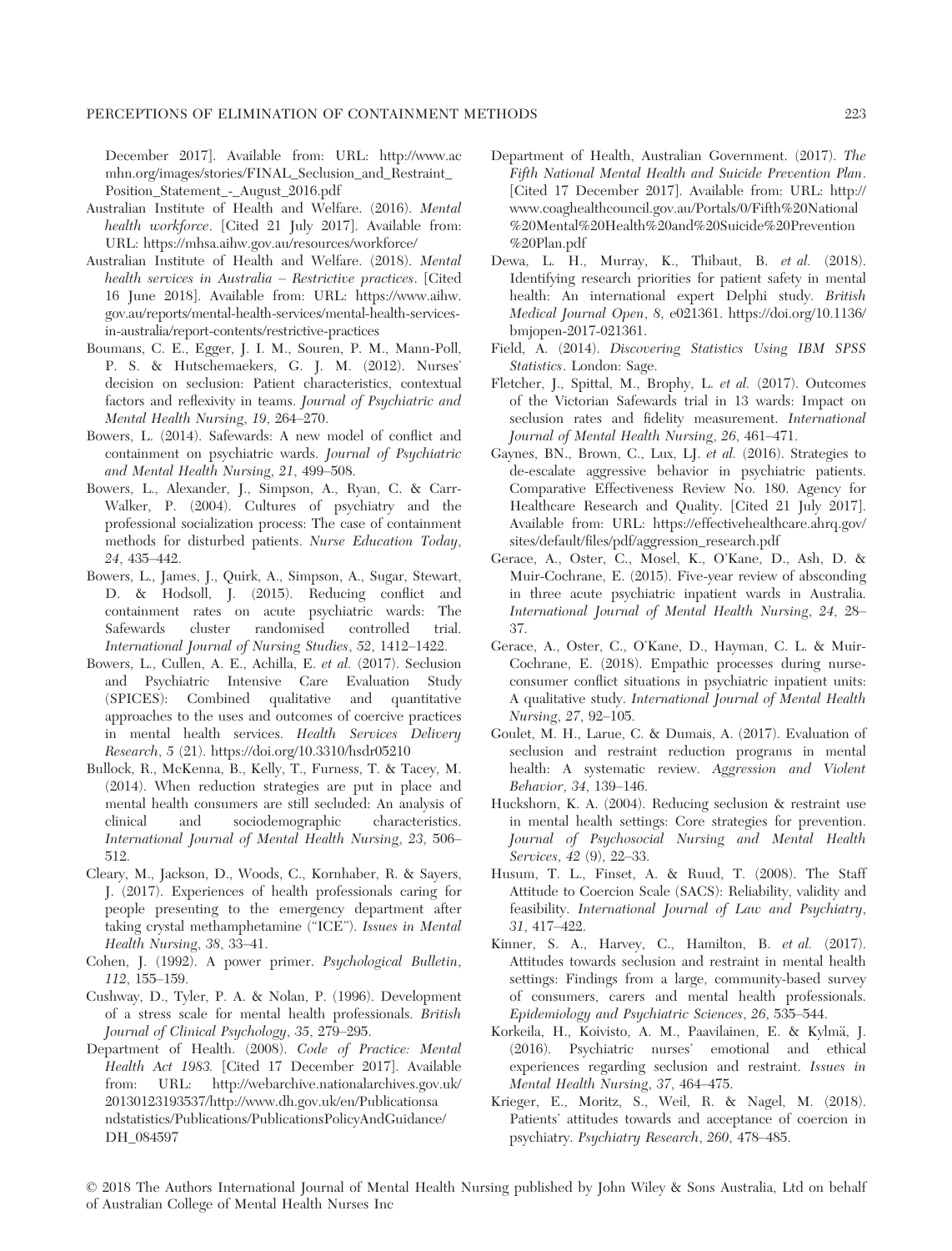December 2017]. Available from: URL: http://www.acmhn.org/images/stories/FINAL_Seclusion_and_Restraint_Position_Statement_-_August_2016.pdf

Australian Institute of Health and Welfare. (2016). *Mental health workforce*. [Cited 21 July 2017]. Available from: URL: https://mhsa.aihw.gov.au/resources/workforce/

Australian Institute of Health and Welfare. (2018). *Mental health services in Australia – Restrictive practices*. [Cited 16 June 2018]. Available from: URL: https://www.aihw.gov.au/reports/mental-health-services/mental-health-services-in-australia/report-contents/restrictive-practices

Boumans, C. E., Egger, J. I. M., Souren, P. M., Mann-Poll, P. S. & Hutschemaekers, G. J. M. (2012). Nurses' decision on seclusion: Patient characteristics, contextual factors and reflexivity in teams. *Journal of Psychiatric and Mental Health Nursing*, *19*, 264–270.

Bowers, L. (2014). Safewards: A new model of conflict and containment on psychiatric wards. *Journal of Psychiatric and Mental Health Nursing*, *21*, 499–508.

Bowers, L., Alexander, J., Simpson, A., Ryan, C. & Carr-Walker, P. (2004). Cultures of psychiatry and the professional socialization process: The case of containment methods for disturbed patients. *Nurse Education Today*, *24*, 435–442.

Bowers, L., James, J., Quirk, A., Simpson, A., Sugar, Stewart, D. & Hodsoll, J. (2015). Reducing conflict and containment rates on acute psychiatric wards: The Safewards cluster randomised controlled trial. *International Journal of Nursing Studies*, *52*, 1412–1422.

Bowers, L., Cullen, A. E., Achilla, E. *et al.* (2017). Seclusion and Psychiatric Intensive Care Evaluation Study (SPICES): Combined qualitative and quantitative approaches to the uses and outcomes of coercive practices in mental health services. *Health Services Delivery Research*, *5* (21). https://doi.org/10.3310/hsdr05210

Bullock, R., McKenna, B., Kelly, T., Furness, T. & Tacey, M. (2014). When reduction strategies are put in place and mental health consumers are still secluded: An analysis of clinical and sociodemographic characteristics. *International Journal of Mental Health Nursing*, *23*, 506–512.

Cleary, M., Jackson, D., Woods, C., Kornhaber, R. & Sayers, J. (2017). Experiences of health professionals caring for people presenting to the emergency department after taking crystal methamphetamine ("ICE"). *Issues in Mental Health Nursing*, *38*, 33–41.

Cohen, J. (1992). A power primer. *Psychological Bulletin*, *112*, 155–159.

Cushway, D., Tyler, P. A. & Nolan, P. (1996). Development of a stress scale for mental health professionals. *British Journal of Clinical Psychology*, *35*, 279–295.

Department of Health. (2008). *Code of Practice: Mental Health Act 1983.* [Cited 17 December 2017]. Available from: URL: http://webarchive.nationalarchives.gov.uk/20130123193537/http://www.dh.gov.uk/en/Publicationsandstatistics/Publications/PublicationsPolicyAndGuidance/DH_084597

Department of Health, Australian Government. (2017). *The Fifth National Mental Health and Suicide Prevention Plan*. [Cited 17 December 2017]. Available from: URL: http://www.coaghealthcouncil.gov.au/Portals/0/Fifth%20National%20Mental%20Health%20and%20Suicide%20Prevention%20Plan.pdf

Dewa, L. H., Murray, K., Thibaut, B. *et al.* (2018). Identifying research priorities for patient safety in mental health: An international expert Delphi study. *British Medical Journal Open*, *8*, e021361. https://doi.org/10.1136/bmjopen-2017-021361.

Field, A. (2014). *Discovering Statistics Using IBM SPSS Statistics*. London: Sage.

Fletcher, J., Spittal, M., Brophy, L. *et al.* (2017). Outcomes of the Victorian Safewards trial in 13 wards: Impact on seclusion rates and fidelity measurement. *International Journal of Mental Health Nursing*, *26*, 461–471.

Gaynes, BN., Brown, C., Lux, LJ. *et al.* (2016). Strategies to de-escalate aggressive behavior in psychiatric patients. Comparative Effectiveness Review No. 180. Agency for Healthcare Research and Quality. [Cited 21 July 2017]. Available from: URL: https://effectivehealthcare.ahrq.gov/sites/default/files/pdf/aggression_research.pdf

Gerace, A., Oster, C., Mosel, K., O'Kane, D., Ash, D. & Muir-Cochrane, E. (2015). Five-year review of absconding in three acute psychiatric inpatient wards in Australia. *International Journal of Mental Health Nursing*, *24*, 28–37.

Gerace, A., Oster, C., O'Kane, D., Hayman, C. L. & Muir-Cochrane, E. (2018). Empathic processes during nurse-consumer conflict situations in psychiatric inpatient units: A qualitative study. *International Journal of Mental Health Nursing*, *27*, 92–105.

Goulet, M. H., Larue, C. & Dumais, A. (2017). Evaluation of seclusion and restraint reduction programs in mental health: A systematic review. *Aggression and Violent Behavior*, *34*, 139–146.

Huckshorn, K. A. (2004). Reducing seclusion & restraint use in mental health settings: Core strategies for prevention. *Journal of Psychosocial Nursing and Mental Health Services*, *42* (9), 22–33.

Husum, T. L., Finset, A. & Ruud, T. (2008). The Staff Attitude to Coercion Scale (SACS): Reliability, validity and feasibility. *International Journal of Law and Psychiatry*, *31*, 417–422.

Kinner, S. A., Harvey, C., Hamilton, B. *et al.* (2017). Attitudes towards seclusion and restraint in mental health settings: Findings from a large, community-based survey of consumers, carers and mental health professionals. *Epidemiology and Psychiatric Sciences*, *26*, 535–544.

Korkeila, H., Koivisto, A. M., Paavilainen, E. & Kylmä, J. (2016). Psychiatric nurses' emotional and ethical experiences regarding seclusion and restraint. *Issues in Mental Health Nursing*, *37*, 464–475.

Krieger, E., Moritz, S., Weil, R. & Nagel, M. (2018). Patients' attitudes towards and acceptance of coercion in psychiatry. *Psychiatry Research*, *260*, 478–485.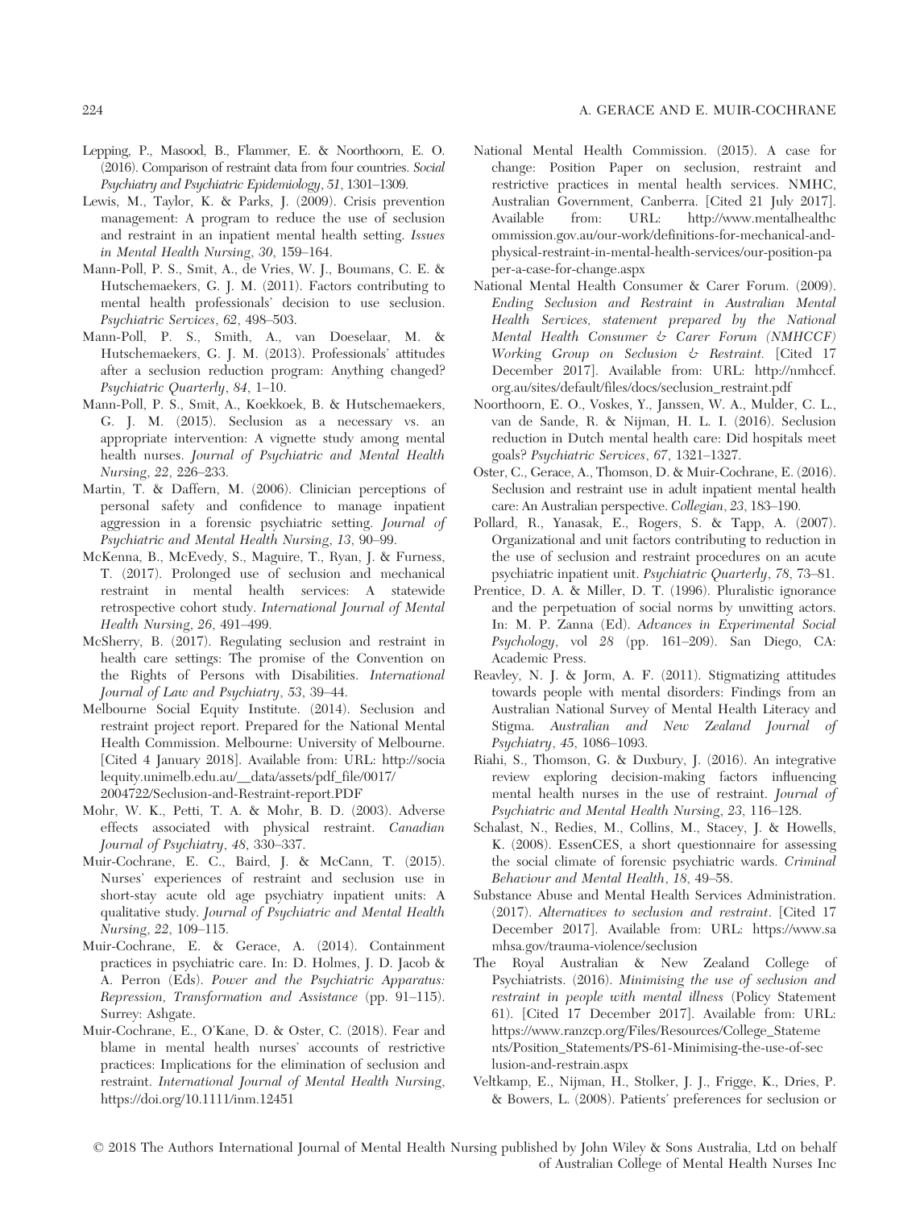Lepping, P., Masood, B., Flammer, E. & Noorthoorn, E. O. (2016). Comparison of restraint data from four countries. *Social Psychiatry and Psychiatric Epidemiology*, *51*, 1301–1309.

Lewis, M., Taylor, K. & Parks, J. (2009). Crisis prevention management: A program to reduce the use of seclusion and restraint in an inpatient mental health setting. *Issues in Mental Health Nursing*, *30*, 159–164.

Mann-Poll, P. S., Smit, A., de Vries, W. J., Boumans, C. E. & Hutschemaekers, G. J. M. (2011). Factors contributing to mental health professionals' decision to use seclusion. *Psychiatric Services*, *62*, 498–503.

Mann-Poll, P. S., Smith, A., van Doeselaar, M. & Hutschemaekers, G. J. M. (2013). Professionals' attitudes after a seclusion reduction program: Anything changed? *Psychiatric Quarterly*, *84*, 1–10.

Mann-Poll, P. S., Smit, A., Koekkoek, B. & Hutschemaekers, G. J. M. (2015). Seclusion as a necessary vs. an appropriate intervention: A vignette study among mental health nurses. *Journal of Psychiatric and Mental Health Nursing*, *22*, 226–233.

Martin, T. & Daffern, M. (2006). Clinician perceptions of personal safety and confidence to manage inpatient aggression in a forensic psychiatric setting. *Journal of Psychiatric and Mental Health Nursing*, *13*, 90–99.

McKenna, B., McEvedy, S., Maguire, T., Ryan, J. & Furness, T. (2017). Prolonged use of seclusion and mechanical restraint in mental health services: A statewide retrospective cohort study. *International Journal of Mental Health Nursing*, *26*, 491–499.

McSherry, B. (2017). Regulating seclusion and restraint in health care settings: The promise of the Convention on the Rights of Persons with Disabilities. *International Journal of Law and Psychiatry*, *53*, 39–44.

Melbourne Social Equity Institute. (2014). Seclusion and restraint project report. Prepared for the National Mental Health Commission. Melbourne: University of Melbourne. [Cited 4 January 2018]. Available from: URL: http://socialequity.unimelb.edu.au/__data/assets/pdf_file/0017/2004722/Seclusion-and-Restraint-report.PDF

Mohr, W. K., Petti, T. A. & Mohr, B. D. (2003). Adverse effects associated with physical restraint. *Canadian Journal of Psychiatry*, *48*, 330–337.

Muir-Cochrane, E. C., Baird, J. & McCann, T. (2015). Nurses' experiences of restraint and seclusion use in short-stay acute old age psychiatry inpatient units: A qualitative study. *Journal of Psychiatric and Mental Health Nursing*, *22*, 109–115.

Muir-Cochrane, E. & Gerace, A. (2014). Containment practices in psychiatric care. In: D. Holmes, J. D. Jacob & A. Perron (Eds). *Power and the Psychiatric Apparatus: Repression, Transformation and Assistance* (pp. 91–115). Surrey: Ashgate.

Muir-Cochrane, E., O'Kane, D. & Oster, C. (2018). Fear and blame in mental health nurses' accounts of restrictive practices: Implications for the elimination of seclusion and restraint. *International Journal of Mental Health Nursing*, https://doi.org/10.1111/inm.12451

National Mental Health Commission. (2015). A case for change: Position Paper on seclusion, restraint and restrictive practices in mental health services. NMHC, Australian Government, Canberra. [Cited 21 July 2017]. Available from: URL: http://www.mentalhealthcommission.gov.au/our-work/definitions-for-mechanical-and-physical-restraint-in-mental-health-services/our-position-paper-a-case-for-change.aspx

National Mental Health Consumer & Carer Forum. (2009). *Ending Seclusion and Restraint in Australian Mental Health Services, statement prepared by the National Mental Health Consumer & Carer Forum (NMHCCF) Working Group on Seclusion & Restraint.* [Cited 17 December 2017]. Available from: URL: http://nmhccf.org.au/sites/default/files/docs/seclusion_restraint.pdf

Noorthoorn, E. O., Voskes, Y., Janssen, W. A., Mulder, C. L., van de Sande, R. & Nijman, H. L. I. (2016). Seclusion reduction in Dutch mental health care: Did hospitals meet goals? *Psychiatric Services*, *67*, 1321–1327.

Oster, C., Gerace, A., Thomson, D. & Muir-Cochrane, E. (2016). Seclusion and restraint use in adult inpatient mental health care: An Australian perspective. *Collegian*, *23*, 183–190.

Pollard, R., Yanasak, E., Rogers, S. & Tapp, A. (2007). Organizational and unit factors contributing to reduction in the use of seclusion and restraint procedures on an acute psychiatric inpatient unit. *Psychiatric Quarterly*, *78*, 73–81.

Prentice, D. A. & Miller, D. T. (1996). Pluralistic ignorance and the perpetuation of social norms by unwitting actors. In: M. P. Zanna (Ed). *Advances in Experimental Social Psychology*, vol *28* (pp. 161–209). San Diego, CA: Academic Press.

Reavley, N. J. & Jorm, A. F. (2011). Stigmatizing attitudes towards people with mental disorders: Findings from an Australian National Survey of Mental Health Literacy and Stigma. *Australian and New Zealand Journal of Psychiatry*, *45*, 1086–1093.

Riahi, S., Thomson, G. & Duxbury, J. (2016). An integrative review exploring decision-making factors influencing mental health nurses in the use of restraint. *Journal of Psychiatric and Mental Health Nursing*, *23*, 116–128.

Schalast, N., Redies, M., Collins, M., Stacey, J. & Howells, K. (2008). EssenCES, a short questionnaire for assessing the social climate of forensic psychiatric wards. *Criminal Behaviour and Mental Health*, *18*, 49–58.

Substance Abuse and Mental Health Services Administration. (2017). *Alternatives to seclusion and restraint*. [Cited 17 December 2017]. Available from: URL: https://www.samhsa.gov/trauma-violence/seclusion

The Royal Australian & New Zealand College of Psychiatrists. (2016). *Minimising the use of seclusion and restraint in people with mental illness* (Policy Statement 61). [Cited 17 December 2017]. Available from: URL: https://www.ranzcp.org/Files/Resources/College_Statements/Position_Statements/PS-61-Minimising-the-use-of-seclusion-and-restrain.aspx

Veltkamp, E., Nijman, H., Stolker, J. J., Frigge, K., Dries, P. & Bowers, L. (2008). Patients' preferences for seclusion or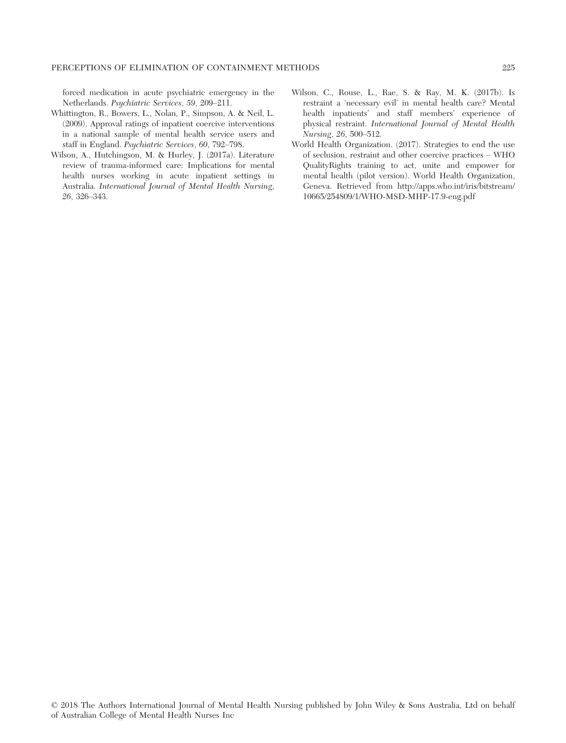forced medication in acute psychiatric emergency in the Netherlands. *Psychiatric Services*, *59*, 209–211.

Whittington, R., Bowers, L., Nolan, P., Simpson, A. & Neil, L. (2009). Approval ratings of inpatient coercive interventions in a national sample of mental health service users and staff in England. *Psychiatric Services*, *60*, 792–798.

Wilson, A., Hutchingson, M. & Hurley, J. (2017a). Literature review of trauma-informed care: Implications for mental health nurses working in acute inpatient settings in Australia. *International Journal of Mental Health Nursing*, *26*, 326–343.

Wilson, C., Rouse, L., Rae, S. & Ray, M. K. (2017b). Is restraint a 'necessary evil' in mental health care? Mental health inpatients' and staff members' experience of physical restraint. *International Journal of Mental Health Nursing*, *26*, 500–512.

World Health Organization. (2017). Strategies to end the use of seclusion, restraint and other coercive practices – WHO QualityRights training to act, unite and empower for mental health (pilot version). World Health Organization, Geneva. Retrieved from http://apps.who.int/iris/bitstream/10665/254809/1/WHO-MSD-MHP-17.9-eng.pdf

© 2018 The Authors International Journal of Mental Health Nursing published by John Wiley & Sons Australia, Ltd on behalf of Australian College of Mental Health Nurses Inc